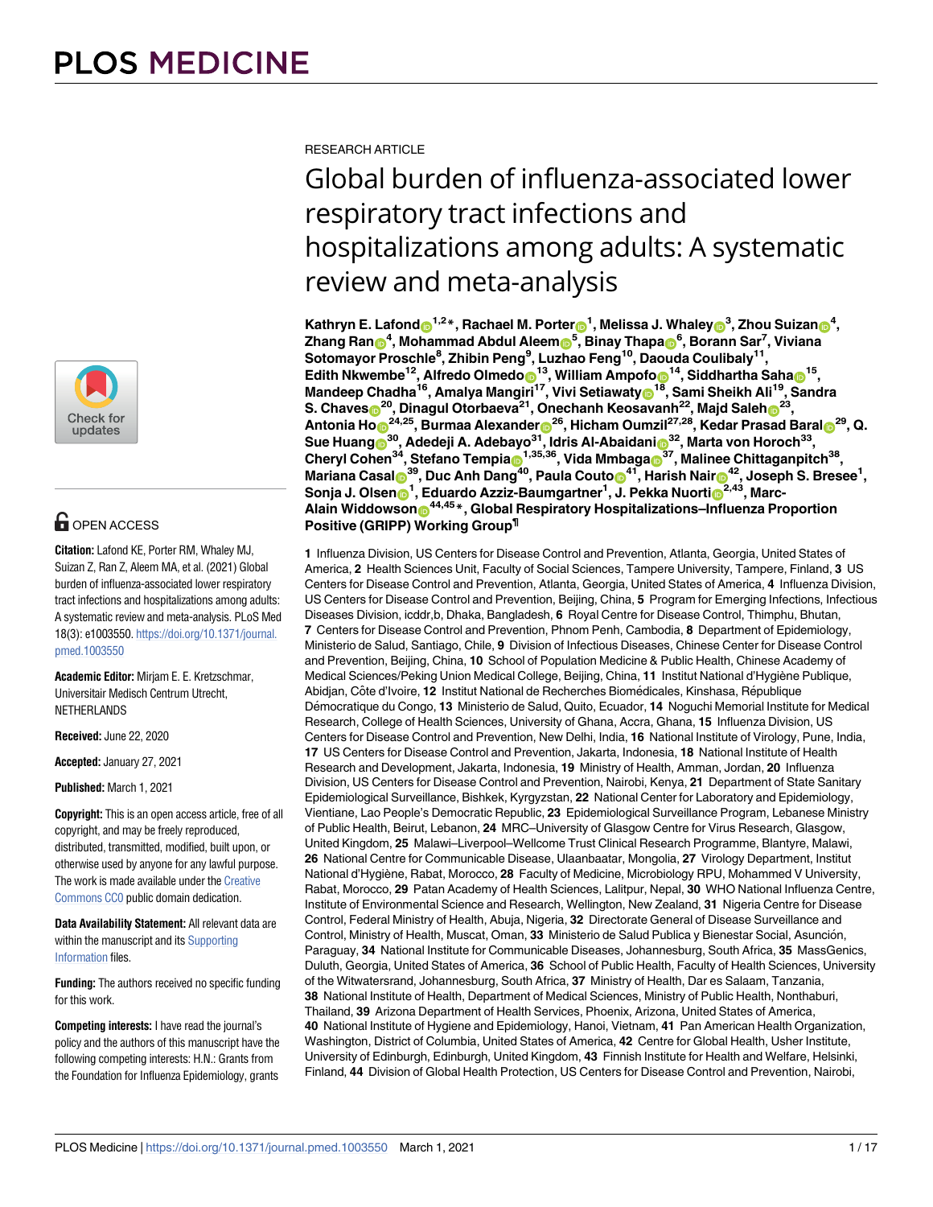RESEARCH ARTICLE

# Global burden of influenza-associated lower respiratory tract infections and hospitalizations among adults: A systematic review and meta-analysis

**Kathryn E. Lafond[1,2]*, Rachael M. Porter[1], Melissa J. Whaley[3], Zhou Suizan[4], Zhang Ran[4], Mohammad Abdul Aleem[5], Binay Thapa[6], Borann Sar[7], Viviana Sotomayor Proschle[8], Zhibin Peng[9], Luzhao Feng[10], Daouda Coulibaly[11], Edith Nkwembe[12], Alfredo Olmedo[13], William Ampofo[14], Siddhartha Saha[15], Mandeep Chadha[16], Amalya Mangiri[17], Vivi Setiawaty[18], Sami Sheikh Ali[19], Sandra S. Chaves[20], Dinagul Otorbaeva[21], Onechanh Keosavanh[22], Majd Saleh[23], Antonia Ho[24,25], Burmaa Alexander[26], Hicham Oumzil[27,28], Kedar Prasad Baral[29], Q. Sue Huang[30], Adedeji A. Adebayo[31], Idris Al-Abaidani[32], Marta von Horoch[33], Cheryl Cohen[34], Stefano Tempia[1,35,36], Vida Mmbaga[37], Malinee Chittaganpitch[38], Mariana Casal[39], Duc Anh Dang[40], Paula Couto[41], Harish Nair[42], Joseph S. Bresee[1], Sonja J. Olsen[1], Eduardo Azziz-Baumgartner[1], J. Pekka Nuorti[2,43], Marc-Alain Widdowson[44,45]*, Global Respiratory Hospitalizations–Influenza Proportion Positive (GRIPP) Working Group[¶]**

**1** Influenza Division, US Centers for Disease Control and Prevention, Atlanta, Georgia, United States of America, **2** Health Sciences Unit, Faculty of Social Sciences, Tampere University, Tampere, Finland, **3** US Centers for Disease Control and Prevention, Atlanta, Georgia, United States of America, **4** Influenza Division, US Centers for Disease Control and Prevention, Beijing, China, **5** Program for Emerging Infections, Infectious Diseases Division, icddr,b, Dhaka, Bangladesh, **6** Royal Centre for Disease Control, Thimphu, Bhutan, **7** Centers for Disease Control and Prevention, Phnom Penh, Cambodia, **8** Department of Epidemiology, Ministerio de Salud, Santiago, Chile, **9** Division of Infectious Diseases, Chinese Center for Disease Control and Prevention, Beijing, China, **10** School of Population Medicine & Public Health, Chinese Academy of Medical Sciences/Peking Union Medical College, Beijing, China, **11** Institut National d'Hygiène Publique, Abidjan, Côte d'Ivoire, **12** Institut National de Recherches Biomédicales, Kinshasa, République Démocratique du Congo, **13** Ministerio de Salud, Quito, Ecuador, **14** Noguchi Memorial Institute for Medical Research, College of Health Sciences, University of Ghana, Accra, Ghana, **15** Influenza Division, US Centers for Disease Control and Prevention, New Delhi, India, **16** National Institute of Virology, Pune, India, **17** US Centers for Disease Control and Prevention, Jakarta, Indonesia, **18** National Institute of Health Research and Development, Jakarta, Indonesia, **19** Ministry of Health, Amman, Jordan, **20** Influenza Division, US Centers for Disease Control and Prevention, Nairobi, Kenya, **21** Department of State Sanitary Epidemiological Surveillance, Bishkek, Kyrgyzstan, **22** National Center for Laboratory and Epidemiology, Vientiane, Lao People's Democratic Republic, **23** Epidemiological Surveillance Program, Lebanese Ministry of Public Health, Beirut, Lebanon, **24** MRC–University of Glasgow Centre for Virus Research, Glasgow, United Kingdom, **25** Malawi–Liverpool–Wellcome Trust Clinical Research Programme, Blantyre, Malawi, **26** National Centre for Communicable Disease, Ulaanbaatar, Mongolia, **27** Virology Department, Institut National d'Hygiène, Rabat, Morocco, **28** Faculty of Medicine, Microbiology RPU, Mohammed V University, Rabat, Morocco, **29** Patan Academy of Health Sciences, Lalitpur, Nepal, **30** WHO National Influenza Centre, Institute of Environmental Science and Research, Wellington, New Zealand, **31** Nigeria Centre for Disease Control, Federal Ministry of Health, Abuja, Nigeria, **32** Directorate General of Disease Surveillance and Control, Ministry of Health, Muscat, Oman, **33** Ministerio de Salud Publica y Bienestar Social, Asunción, Paraguay, **34** National Institute for Communicable Diseases, Johannesburg, South Africa, **35** MassGenics, Duluth, Georgia, United States of America, **36** School of Public Health, Faculty of Health Sciences, University of the Witwatersrand, Johannesburg, South Africa, **37** Ministry of Health, Dar es Salaam, Tanzania, **38** National Institute of Health, Department of Medical Sciences, Ministry of Public Health, Nonthaburi, Thailand, **39** Arizona Department of Health Services, Phoenix, Arizona, United States of America, **40** National Institute of Hygiene and Epidemiology, Hanoi, Vietnam, **41** Pan American Health Organization, Washington, District of Columbia, United States of America, **42** Centre for Global Health, Usher Institute, University of Edinburgh, Edinburgh, United Kingdom, **43** Finnish Institute for Health and Welfare, Helsinki, Finland, **44** Division of Global Health Protection, US Centers for Disease Control and Prevention, Nairobi,

OPEN ACCESS

**Citation:** Lafond KE, Porter RM, Whaley MJ, Suizan Z, Ran Z, Aleem MA, et al. (2021) Global burden of influenza-associated lower respiratory tract infections and hospitalizations among adults: A systematic review and meta-analysis. PLoS Med 18(3): e1003550. https://doi.org/10.1371/journal.pmed.1003550

**Academic Editor:** Mirjam E. E. Kretzschmar, Universitair Medisch Centrum Utrecht, NETHERLANDS

**Received:** June 22, 2020

**Accepted:** January 27, 2021

**Published:** March 1, 2021

**Copyright:** This is an open access article, free of all copyright, and may be freely reproduced, distributed, transmitted, modified, built upon, or otherwise used by anyone for any lawful purpose. The work is made available under the Creative Commons CC0 public domain dedication.

**Data Availability Statement:** All relevant data are within the manuscript and its Supporting Information files.

**Funding:** The authors received no specific funding for this work.

**Competing interests:** I have read the journal's policy and the authors of this manuscript have the following competing interests: H.N.: Grants from the Foundation for Influenza Epidemiology, grants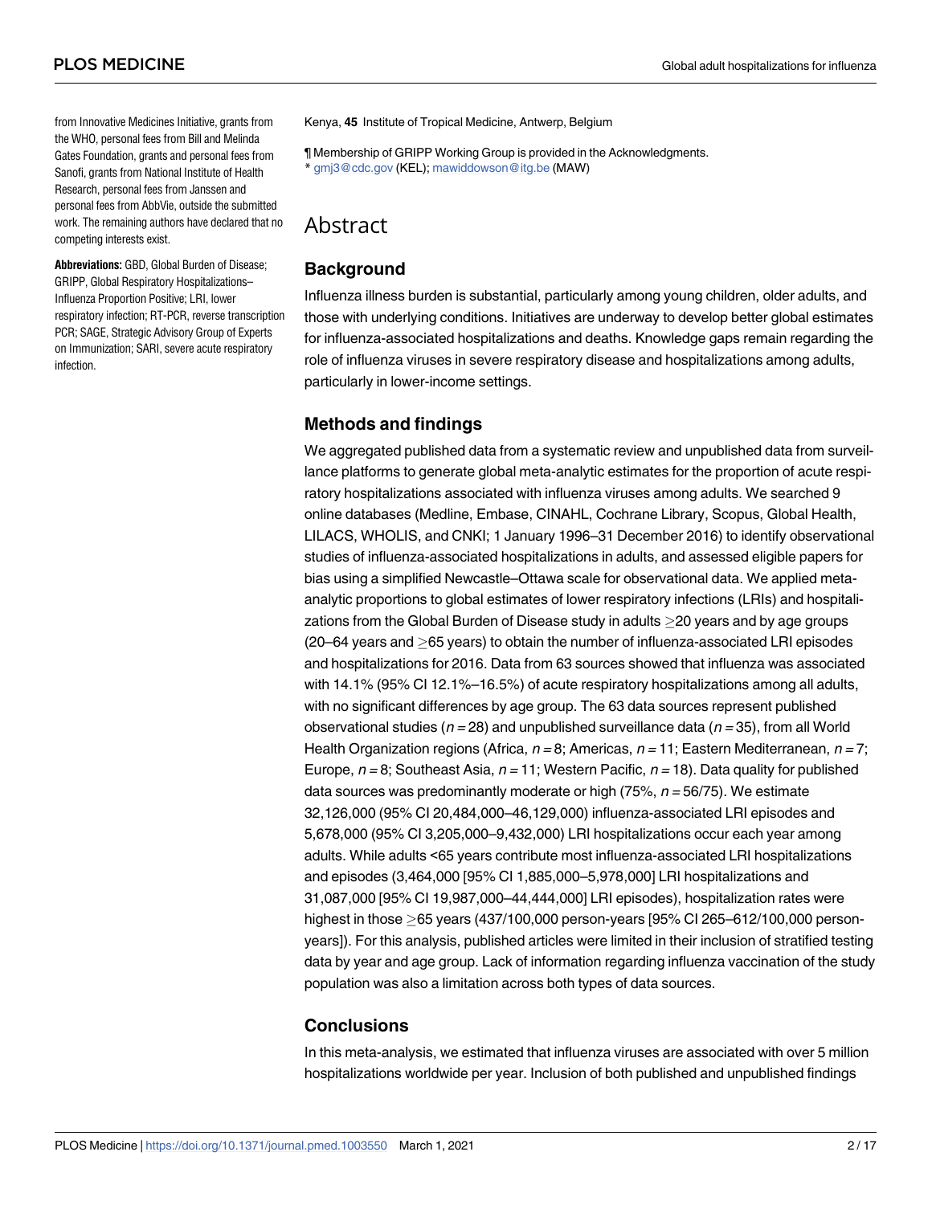from Innovative Medicines Initiative, grants from the WHO, personal fees from Bill and Melinda Gates Foundation, grants and personal fees from Sanofi, grants from National Institute of Health Research, personal fees from Janssen and personal fees from AbbVie, outside the submitted work. The remaining authors have declared that no competing interests exist.

**Abbreviations:** GBD, Global Burden of Disease; GRIPP, Global Respiratory Hospitalizations–Influenza Proportion Positive; LRI, lower respiratory infection; RT-PCR, reverse transcription PCR; SAGE, Strategic Advisory Group of Experts on Immunization; SARI, severe acute respiratory infection.

Kenya, **45** Institute of Tropical Medicine, Antwerp, Belgium

¶ Membership of GRIPP Working Group is provided in the Acknowledgments.
* gmj3@cdc.gov (KEL); mawiddowson@itg.be (MAW)

# Abstract

## Background

Influenza illness burden is substantial, particularly among young children, older adults, and those with underlying conditions. Initiatives are underway to develop better global estimates for influenza-associated hospitalizations and deaths. Knowledge gaps remain regarding the role of influenza viruses in severe respiratory disease and hospitalizations among adults, particularly in lower-income settings.

## Methods and findings

We aggregated published data from a systematic review and unpublished data from surveillance platforms to generate global meta-analytic estimates for the proportion of acute respiratory hospitalizations associated with influenza viruses among adults. We searched 9 online databases (Medline, Embase, CINAHL, Cochrane Library, Scopus, Global Health, LILACS, WHOLIS, and CNKI; 1 January 1996–31 December 2016) to identify observational studies of influenza-associated hospitalizations in adults, and assessed eligible papers for bias using a simplified Newcastle–Ottawa scale for observational data. We applied meta-analytic proportions to global estimates of lower respiratory infections (LRIs) and hospitalizations from the Global Burden of Disease study in adults ≥20 years and by age groups (20–64 years and ≥65 years) to obtain the number of influenza-associated LRI episodes and hospitalizations for 2016. Data from 63 sources showed that influenza was associated with 14.1% (95% CI 12.1%–16.5%) of acute respiratory hospitalizations among all adults, with no significant differences by age group. The 63 data sources represent published observational studies ($n = 28$) and unpublished surveillance data ($n = 35$), from all World Health Organization regions (Africa, $n = 8$; Americas, $n = 11$; Eastern Mediterranean, $n = 7$; Europe, $n = 8$; Southeast Asia, $n = 11$; Western Pacific, $n = 18$). Data quality for published data sources was predominantly moderate or high (75%, $n = 56/75$). We estimate 32,126,000 (95% CI 20,484,000–46,129,000) influenza-associated LRI episodes and 5,678,000 (95% CI 3,205,000–9,432,000) LRI hospitalizations occur each year among adults. While adults <65 years contribute most influenza-associated LRI hospitalizations and episodes (3,464,000 [95% CI 1,885,000–5,978,000] LRI hospitalizations and 31,087,000 [95% CI 19,987,000–44,444,000] LRI episodes), hospitalization rates were highest in those ≥65 years (437/100,000 person-years [95% CI 265–612/100,000 person-years]). For this analysis, published articles were limited in their inclusion of stratified testing data by year and age group. Lack of information regarding influenza vaccination of the study population was also a limitation across both types of data sources.

## Conclusions

In this meta-analysis, we estimated that influenza viruses are associated with over 5 million hospitalizations worldwide per year. Inclusion of both published and unpublished findings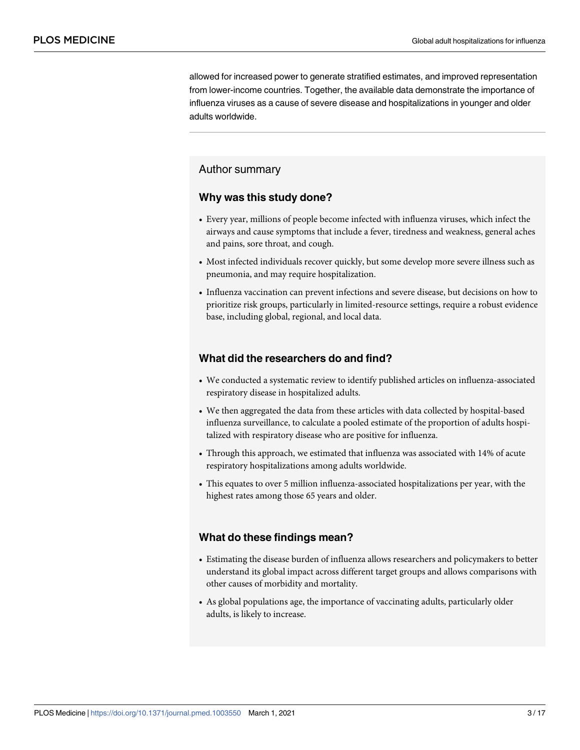allowed for increased power to generate stratified estimates, and improved representation from lower-income countries. Together, the available data demonstrate the importance of influenza viruses as a cause of severe disease and hospitalizations in younger and older adults worldwide.

---

## Author summary

### Why was this study done?

- Every year, millions of people become infected with influenza viruses, which infect the airways and cause symptoms that include a fever, tiredness and weakness, general aches and pains, sore throat, and cough.
- Most infected individuals recover quickly, but some develop more severe illness such as pneumonia, and may require hospitalization.
- Influenza vaccination can prevent infections and severe disease, but decisions on how to prioritize risk groups, particularly in limited-resource settings, require a robust evidence base, including global, regional, and local data.

### What did the researchers do and find?

- We conducted a systematic review to identify published articles on influenza-associated respiratory disease in hospitalized adults.
- We then aggregated the data from these articles with data collected by hospital-based influenza surveillance, to calculate a pooled estimate of the proportion of adults hospitalized with respiratory disease who are positive for influenza.
- Through this approach, we estimated that influenza was associated with 14% of acute respiratory hospitalizations among adults worldwide.
- This equates to over 5 million influenza-associated hospitalizations per year, with the highest rates among those 65 years and older.

### What do these findings mean?

- Estimating the disease burden of influenza allows researchers and policymakers to better understand its global impact across different target groups and allows comparisons with other causes of morbidity and mortality.
- As global populations age, the importance of vaccinating adults, particularly older adults, is likely to increase.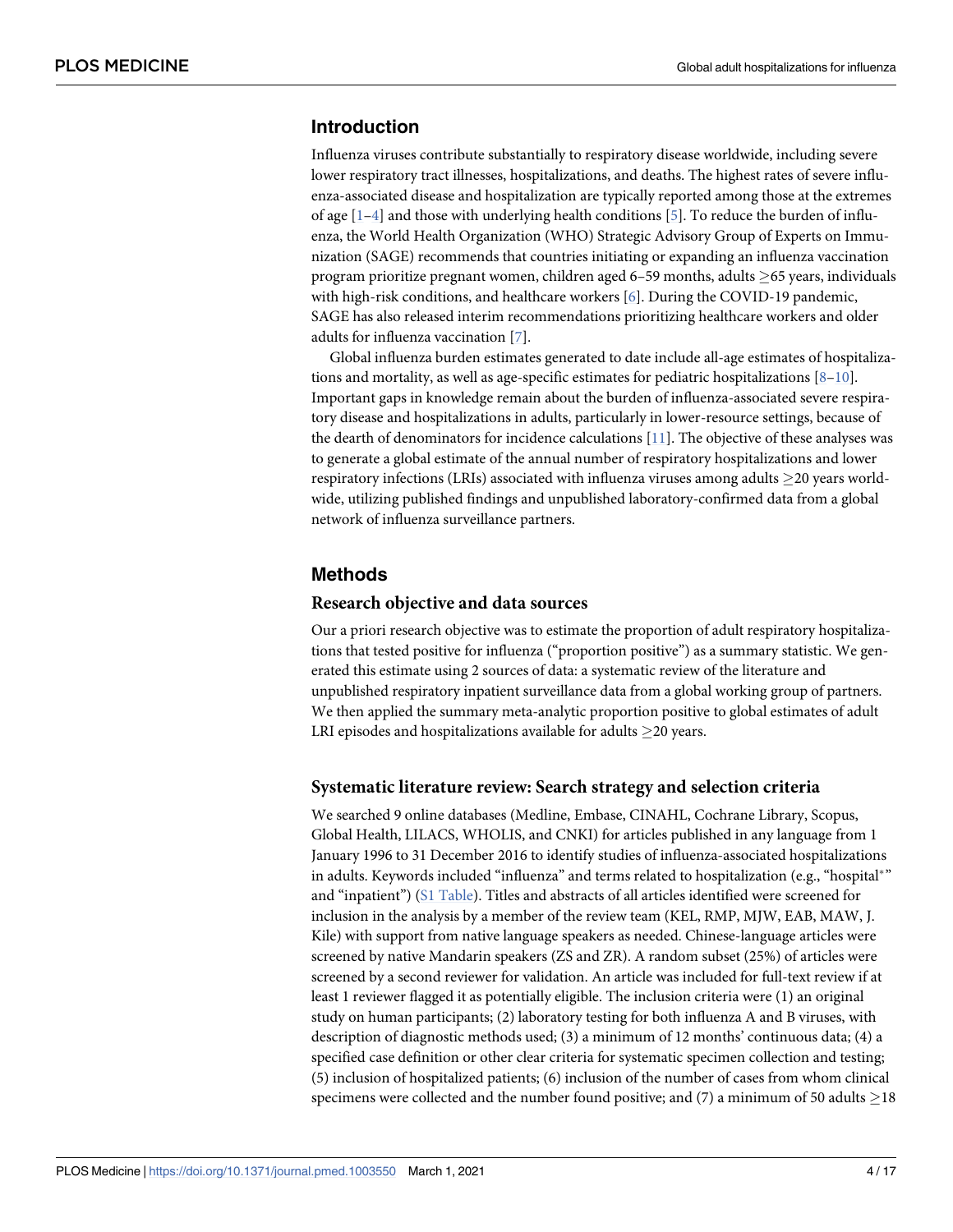## Introduction

Influenza viruses contribute substantially to respiratory disease worldwide, including severe lower respiratory tract illnesses, hospitalizations, and deaths. The highest rates of severe influenza-associated disease and hospitalization are typically reported among those at the extremes of age [1–4] and those with underlying health conditions [5]. To reduce the burden of influenza, the World Health Organization (WHO) Strategic Advisory Group of Experts on Immunization (SAGE) recommends that countries initiating or expanding an influenza vaccination program prioritize pregnant women, children aged 6–59 months, adults $\geq$65 years, individuals with high-risk conditions, and healthcare workers [6]. During the COVID-19 pandemic, SAGE has also released interim recommendations prioritizing healthcare workers and older adults for influenza vaccination [7].

Global influenza burden estimates generated to date include all-age estimates of hospitalizations and mortality, as well as age-specific estimates for pediatric hospitalizations [8–10]. Important gaps in knowledge remain about the burden of influenza-associated severe respiratory disease and hospitalizations in adults, particularly in lower-resource settings, because of the dearth of denominators for incidence calculations [11]. The objective of these analyses was to generate a global estimate of the annual number of respiratory hospitalizations and lower respiratory infections (LRIs) associated with influenza viruses among adults $\geq$20 years worldwide, utilizing published findings and unpublished laboratory-confirmed data from a global network of influenza surveillance partners.

## Methods

### Research objective and data sources

Our a priori research objective was to estimate the proportion of adult respiratory hospitalizations that tested positive for influenza ("proportion positive") as a summary statistic. We generated this estimate using 2 sources of data: a systematic review of the literature and unpublished respiratory inpatient surveillance data from a global working group of partners. We then applied the summary meta-analytic proportion positive to global estimates of adult LRI episodes and hospitalizations available for adults $\geq$20 years.

### Systematic literature review: Search strategy and selection criteria

We searched 9 online databases (Medline, Embase, CINAHL, Cochrane Library, Scopus, Global Health, LILACS, WHOLIS, and CNKI) for articles published in any language from 1 January 1996 to 31 December 2016 to identify studies of influenza-associated hospitalizations in adults. Keywords included "influenza" and terms related to hospitalization (e.g., "hospital*" and "inpatient") (S1 Table). Titles and abstracts of all articles identified were screened for inclusion in the analysis by a member of the review team (KEL, RMP, MJW, EAB, MAW, J. Kile) with support from native language speakers as needed. Chinese-language articles were screened by native Mandarin speakers (ZS and ZR). A random subset (25%) of articles were screened by a second reviewer for validation. An article was included for full-text review if at least 1 reviewer flagged it as potentially eligible. The inclusion criteria were (1) an original study on human participants; (2) laboratory testing for both influenza A and B viruses, with description of diagnostic methods used; (3) a minimum of 12 months' continuous data; (4) a specified case definition or other clear criteria for systematic specimen collection and testing; (5) inclusion of hospitalized patients; (6) inclusion of the number of cases from whom clinical specimens were collected and the number found positive; and (7) a minimum of 50 adults $\geq$18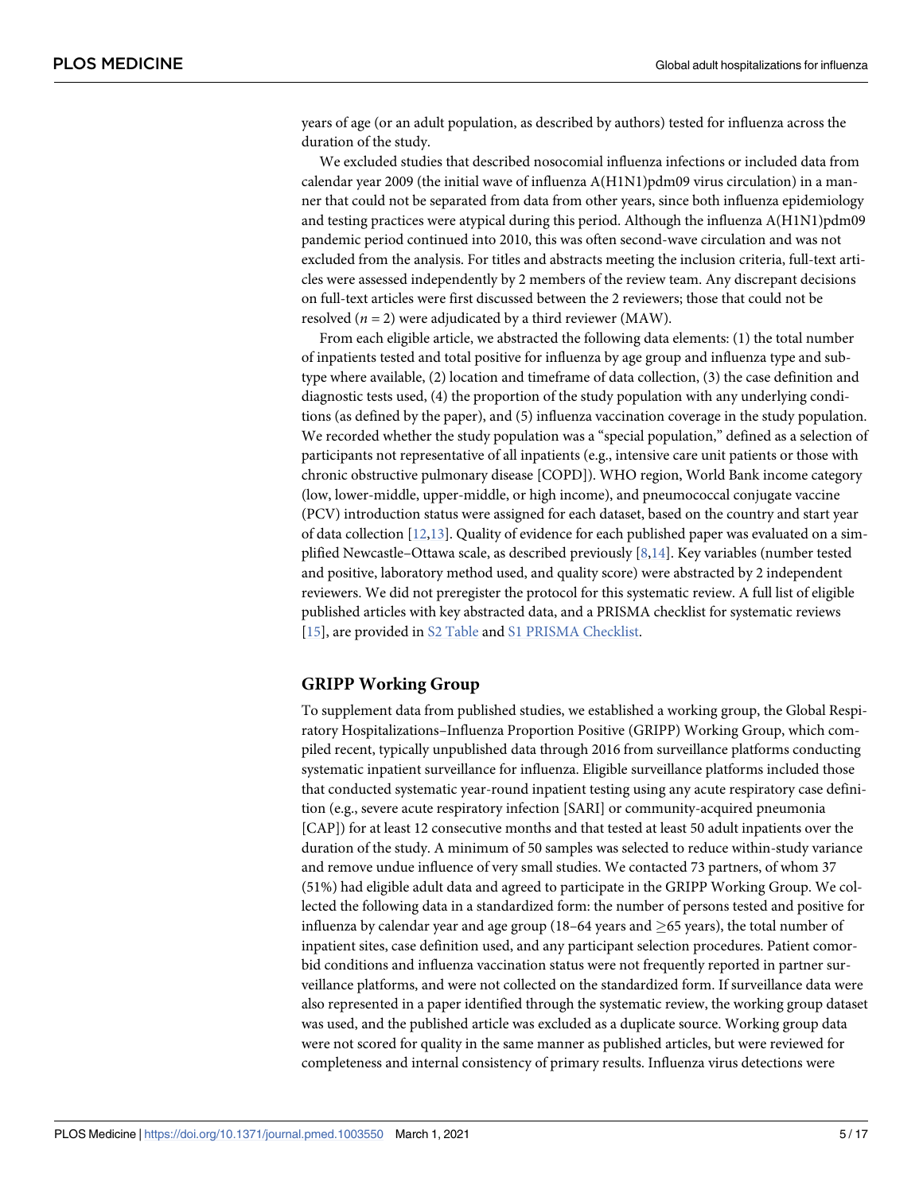years of age (or an adult population, as described by authors) tested for influenza across the duration of the study.

We excluded studies that described nosocomial influenza infections or included data from calendar year 2009 (the initial wave of influenza A(H1N1)pdm09 virus circulation) in a manner that could not be separated from data from other years, since both influenza epidemiology and testing practices were atypical during this period. Although the influenza A(H1N1)pdm09 pandemic period continued into 2010, this was often second-wave circulation and was not excluded from the analysis. For titles and abstracts meeting the inclusion criteria, full-text articles were assessed independently by 2 members of the review team. Any discrepant decisions on full-text articles were first discussed between the 2 reviewers; those that could not be resolved ($n = 2$) were adjudicated by a third reviewer (MAW).

From each eligible article, we abstracted the following data elements: (1) the total number of inpatients tested and total positive for influenza by age group and influenza type and subtype where available, (2) location and timeframe of data collection, (3) the case definition and diagnostic tests used, (4) the proportion of the study population with any underlying conditions (as defined by the paper), and (5) influenza vaccination coverage in the study population. We recorded whether the study population was a "special population," defined as a selection of participants not representative of all inpatients (e.g., intensive care unit patients or those with chronic obstructive pulmonary disease [COPD]). WHO region, World Bank income category (low, lower-middle, upper-middle, or high income), and pneumococcal conjugate vaccine (PCV) introduction status were assigned for each dataset, based on the country and start year of data collection [12,13]. Quality of evidence for each published paper was evaluated on a simplified Newcastle–Ottawa scale, as described previously [8,14]. Key variables (number tested and positive, laboratory method used, and quality score) were abstracted by 2 independent reviewers. We did not preregister the protocol for this systematic review. A full list of eligible published articles with key abstracted data, and a PRISMA checklist for systematic reviews [15], are provided in S2 Table and S1 PRISMA Checklist.

## GRIPP Working Group

To supplement data from published studies, we established a working group, the Global Respiratory Hospitalizations–Influenza Proportion Positive (GRIPP) Working Group, which compiled recent, typically unpublished data through 2016 from surveillance platforms conducting systematic inpatient surveillance for influenza. Eligible surveillance platforms included those that conducted systematic year-round inpatient testing using any acute respiratory case definition (e.g., severe acute respiratory infection [SARI] or community-acquired pneumonia [CAP]) for at least 12 consecutive months and that tested at least 50 adult inpatients over the duration of the study. A minimum of 50 samples was selected to reduce within-study variance and remove undue influence of very small studies. We contacted 73 partners, of whom 37 (51%) had eligible adult data and agreed to participate in the GRIPP Working Group. We collected the following data in a standardized form: the number of persons tested and positive for influenza by calendar year and age group (18–64 years and $\geq$65 years), the total number of inpatient sites, case definition used, and any participant selection procedures. Patient comorbid conditions and influenza vaccination status were not frequently reported in partner surveillance platforms, and were not collected on the standardized form. If surveillance data were also represented in a paper identified through the systematic review, the working group dataset was used, and the published article was excluded as a duplicate source. Working group data were not scored for quality in the same manner as published articles, but were reviewed for completeness and internal consistency of primary results. Influenza virus detections were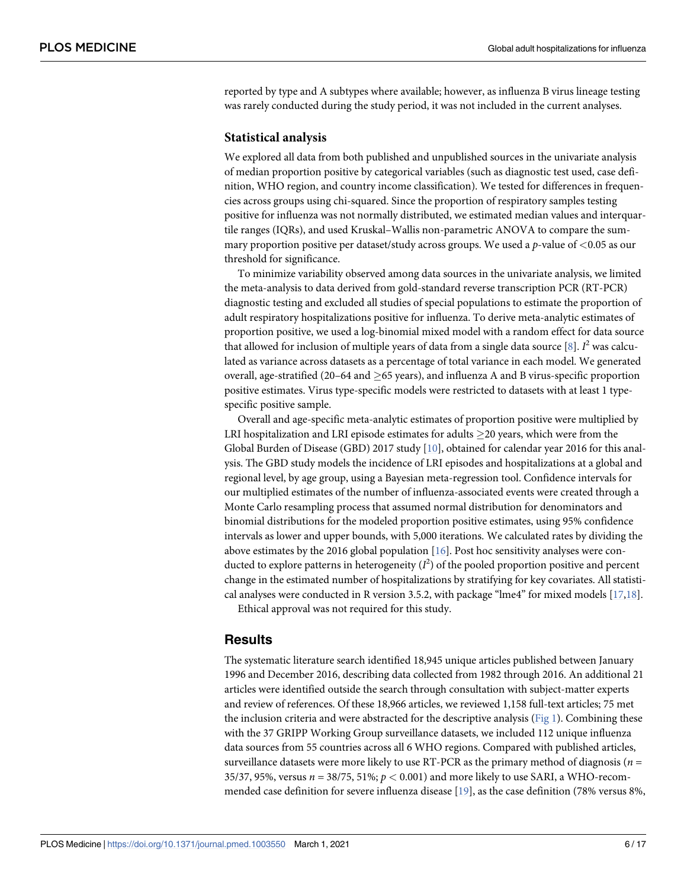reported by type and A subtypes where available; however, as influenza B virus lineage testing was rarely conducted during the study period, it was not included in the current analyses.

### Statistical analysis

We explored all data from both published and unpublished sources in the univariate analysis of median proportion positive by categorical variables (such as diagnostic test used, case definition, WHO region, and country income classification). We tested for differences in frequencies across groups using chi-squared. Since the proportion of respiratory samples testing positive for influenza was not normally distributed, we estimated median values and interquartile ranges (IQRs), and used Kruskal–Wallis non-parametric ANOVA to compare the summary proportion positive per dataset/study across groups. We used a *p*-value of $<0.05$ as our threshold for significance.

To minimize variability observed among data sources in the univariate analysis, we limited the meta-analysis to data derived from gold-standard reverse transcription PCR (RT-PCR) diagnostic testing and excluded all studies of special populations to estimate the proportion of adult respiratory hospitalizations positive for influenza. To derive meta-analytic estimates of proportion positive, we used a log-binomial mixed model with a random effect for data source that allowed for inclusion of multiple years of data from a single data source [8]. $I^2$ was calculated as variance across datasets as a percentage of total variance in each model. We generated overall, age-stratified (20–64 and $\geq$65 years), and influenza A and B virus-specific proportion positive estimates. Virus type-specific models were restricted to datasets with at least 1 type-specific positive sample.

Overall and age-specific meta-analytic estimates of proportion positive were multiplied by LRI hospitalization and LRI episode estimates for adults $\geq$20 years, which were from the Global Burden of Disease (GBD) 2017 study [10], obtained for calendar year 2016 for this analysis. The GBD study models the incidence of LRI episodes and hospitalizations at a global and regional level, by age group, using a Bayesian meta-regression tool. Confidence intervals for our multiplied estimates of the number of influenza-associated events were created through a Monte Carlo resampling process that assumed normal distribution for denominators and binomial distributions for the modeled proportion positive estimates, using 95% confidence intervals as lower and upper bounds, with 5,000 iterations. We calculated rates by dividing the above estimates by the 2016 global population [16]. Post hoc sensitivity analyses were conducted to explore patterns in heterogeneity ($I^2$) of the pooled proportion positive and percent change in the estimated number of hospitalizations by stratifying for key covariates. All statistical analyses were conducted in R version 3.5.2, with package "lme4" for mixed models [17,18].

Ethical approval was not required for this study.

## Results

The systematic literature search identified 18,945 unique articles published between January 1996 and December 2016, describing data collected from 1982 through 2016. An additional 21 articles were identified outside the search through consultation with subject-matter experts and review of references. Of these 18,966 articles, we reviewed 1,158 full-text articles; 75 met the inclusion criteria and were abstracted for the descriptive analysis (Fig 1). Combining these with the 37 GRIPP Working Group surveillance datasets, we included 112 unique influenza data sources from 55 countries across all 6 WHO regions. Compared with published articles, surveillance datasets were more likely to use RT-PCR as the primary method of diagnosis ($n$ = 35/37, 95%, versus $n$ = 38/75, 51%; $p < 0.001$) and more likely to use SARI, a WHO-recommended case definition for severe influenza disease [19], as the case definition (78% versus 8%,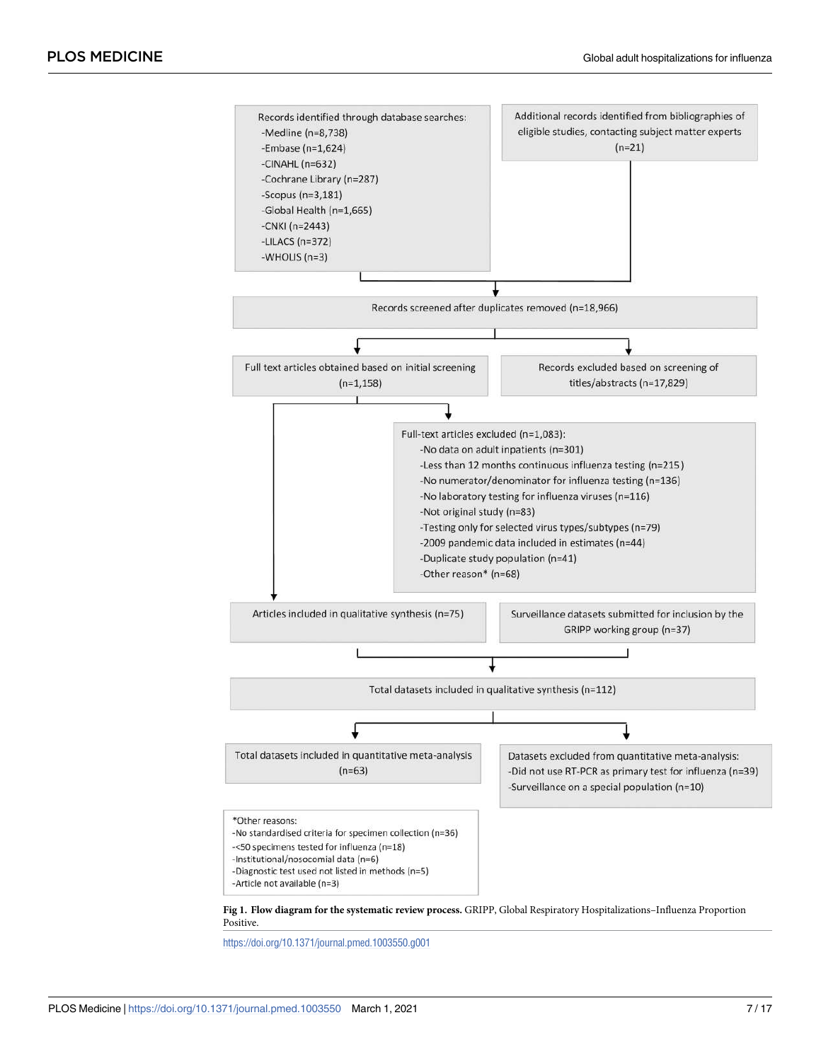Records identified through database searches:
- -Medline (n=8,738)
- -Embase (n=1,624)
- -CINAHL (n=632)
- -Cochrane Library (n=287)
- -Scopus (n=3,181)
- -Global Health (n=1,665)
- -CNKI (n=2443)
- -LILACS (n=372)
- -WHOLIS (n=3)

Additional records identified from bibliographies of eligible studies, contacting subject matter experts (n=21)

Records screened after duplicates removed (n=18,966)

Full text articles obtained based on initial screening (n=1,158)

Records excluded based on screening of titles/abstracts (n=17,829)

Full-text articles excluded (n=1,083):
- -No data on adult inpatients (n=301)
- -Less than 12 months continuous influenza testing (n=215)
- -No numerator/denominator for influenza testing (n=136)
- -No laboratory testing for influenza viruses (n=116)
- -Not original study (n=83)
- -Testing only for selected virus types/subtypes (n=79)
- -2009 pandemic data included in estimates (n=44)
- -Duplicate study population (n=41)
- -Other reason* (n=68)

Articles included in qualitative synthesis (n=75)

Surveillance datasets submitted for inclusion by the GRIPP working group (n=37)

Total datasets included in qualitative synthesis (n=112)

Total datasets included in quantitative meta-analysis (n=63)

Datasets excluded from quantitative meta-analysis:
- -Did not use RT-PCR as primary test for influenza (n=39)
- -Surveillance on a special population (n=10)

*Other reasons:
- -No standardised criteria for specimen collection (n=36)
- -<50 specimens tested for influenza (n=18)
- -Institutional/nosocomial data (n=6)
- -Diagnostic test used not listed in methods (n=5)
- -Article not available (n=3)

**Fig 1. Flow diagram for the systematic review process.** GRIPP, Global Respiratory Hospitalizations–Influenza Proportion Positive.

https://doi.org/10.1371/journal.pmed.1003550.g001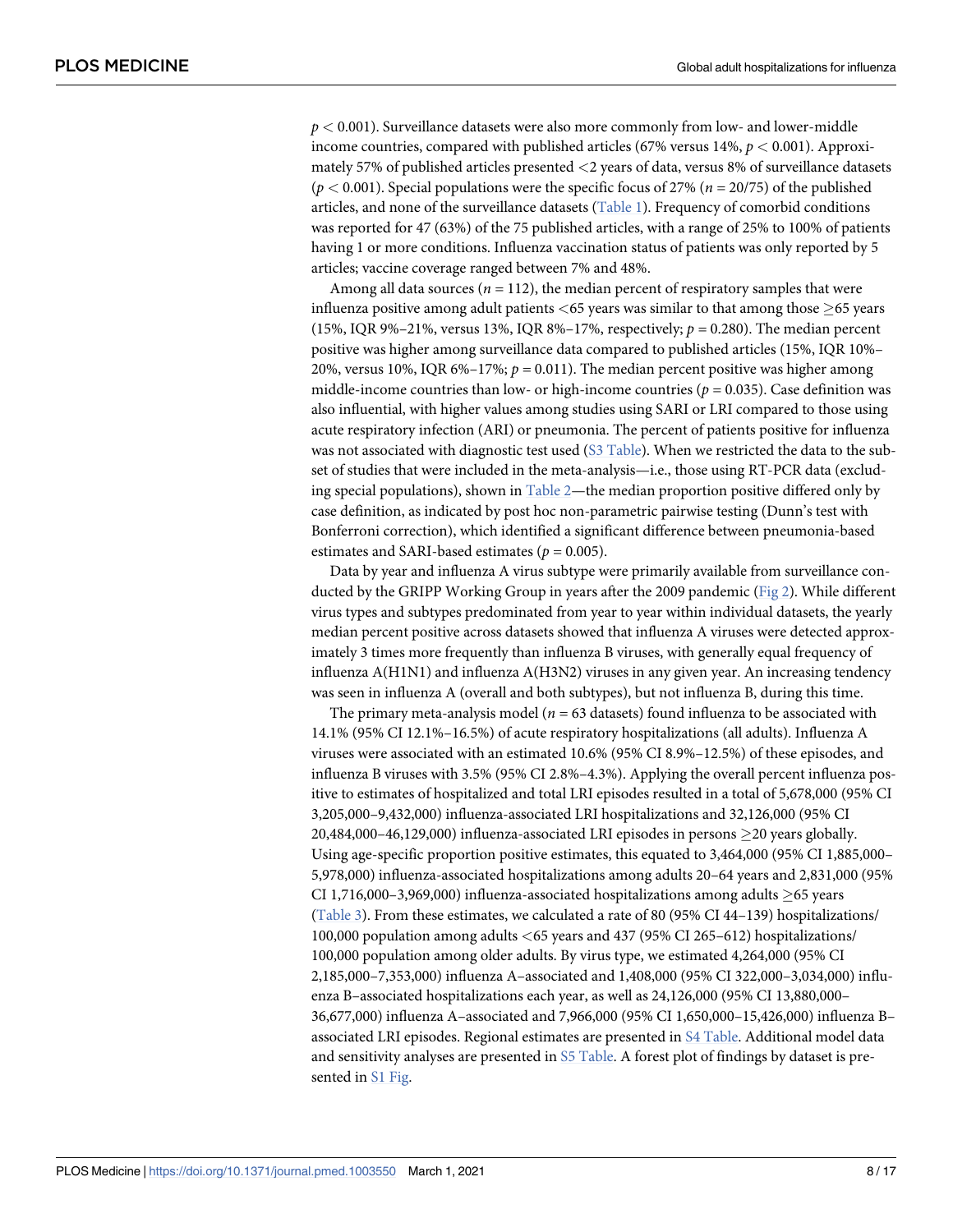$p < 0.001$). Surveillance datasets were also more commonly from low- and lower-middle income countries, compared with published articles (67% versus 14%, $p < 0.001$). Approximately 57% of published articles presented <2 years of data, versus 8% of surveillance datasets ($p < 0.001$). Special populations were the specific focus of 27% ($n = 20/75$) of the published articles, and none of the surveillance datasets (Table 1). Frequency of comorbid conditions was reported for 47 (63%) of the 75 published articles, with a range of 25% to 100% of patients having 1 or more conditions. Influenza vaccination status of patients was only reported by 5 articles; vaccine coverage ranged between 7% and 48%.

Among all data sources ($n = 112$), the median percent of respiratory samples that were influenza positive among adult patients <65 years was similar to that among those ≥65 years (15%, IQR 9%–21%, versus 13%, IQR 8%–17%, respectively; $p = 0.280$). The median percent positive was higher among surveillance data compared to published articles (15%, IQR 10%–20%, versus 10%, IQR 6%–17%; $p = 0.011$). The median percent positive was higher among middle-income countries than low- or high-income countries ($p = 0.035$). Case definition was also influential, with higher values among studies using SARI or LRI compared to those using acute respiratory infection (ARI) or pneumonia. The percent of patients positive for influenza was not associated with diagnostic test used (S3 Table). When we restricted the data to the subset of studies that were included in the meta-analysis—i.e., those using RT-PCR data (excluding special populations), shown in Table 2—the median proportion positive differed only by case definition, as indicated by post hoc non-parametric pairwise testing (Dunn's test with Bonferroni correction), which identified a significant difference between pneumonia-based estimates and SARI-based estimates ($p = 0.005$).

Data by year and influenza A virus subtype were primarily available from surveillance conducted by the GRIPP Working Group in years after the 2009 pandemic (Fig 2). While different virus types and subtypes predominated from year to year within individual datasets, the yearly median percent positive across datasets showed that influenza A viruses were detected approximately 3 times more frequently than influenza B viruses, with generally equal frequency of influenza A(H1N1) and influenza A(H3N2) viruses in any given year. An increasing tendency was seen in influenza A (overall and both subtypes), but not influenza B, during this time.

The primary meta-analysis model ($n = 63$ datasets) found influenza to be associated with 14.1% (95% CI 12.1%–16.5%) of acute respiratory hospitalizations (all adults). Influenza A viruses were associated with an estimated 10.6% (95% CI 8.9%–12.5%) of these episodes, and influenza B viruses with 3.5% (95% CI 2.8%–4.3%). Applying the overall percent influenza positive to estimates of hospitalized and total LRI episodes resulted in a total of 5,678,000 (95% CI 3,205,000–9,432,000) influenza-associated LRI hospitalizations and 32,126,000 (95% CI 20,484,000–46,129,000) influenza-associated LRI episodes in persons ≥20 years globally. Using age-specific proportion positive estimates, this equated to 3,464,000 (95% CI 1,885,000–5,978,000) influenza-associated hospitalizations among adults 20–64 years and 2,831,000 (95% CI 1,716,000–3,969,000) influenza-associated hospitalizations among adults ≥65 years (Table 3). From these estimates, we calculated a rate of 80 (95% CI 44–139) hospitalizations/100,000 population among adults <65 years and 437 (95% CI 265–612) hospitalizations/100,000 population among older adults. By virus type, we estimated 4,264,000 (95% CI 2,185,000–7,353,000) influenza A–associated and 1,408,000 (95% CI 322,000–3,034,000) influenza B–associated hospitalizations each year, as well as 24,126,000 (95% CI 13,880,000–36,677,000) influenza A–associated and 7,966,000 (95% CI 1,650,000–15,426,000) influenza B–associated LRI episodes. Regional estimates are presented in S4 Table. Additional model data and sensitivity analyses are presented in S5 Table. A forest plot of findings by dataset is presented in S1 Fig.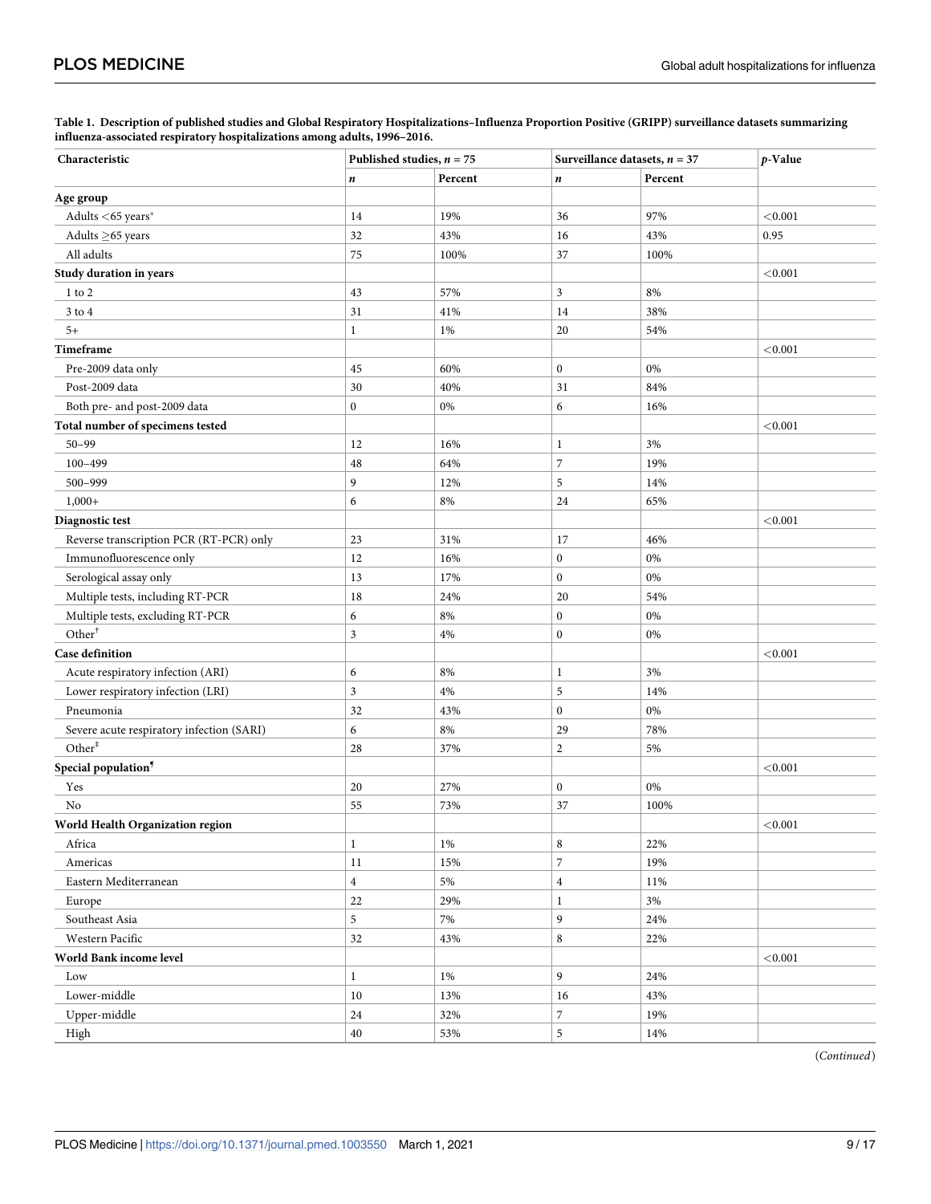**Table 1. Description of published studies and Global Respiratory Hospitalizations–Influenza Proportion Positive (GRIPP) surveillance datasets summarizing influenza-associated respiratory hospitalizations among adults, 1996–2016.**

| Characteristic | Published studies, *n* = 75 | | Surveillance datasets, *n* = 37 | | *p*-Value |
|---|---|---|---|---|---|
| | *n* | Percent | *n* | Percent | |
| **Age group** | | | | | |
| Adults <65 years* | 14 | 19% | 36 | 97% | <0.001 |
| Adults ≥65 years | 32 | 43% | 16 | 43% | 0.95 |
| All adults | 75 | 100% | 37 | 100% | |
| **Study duration in years** | | | | | <0.001 |
| 1 to 2 | 43 | 57% | 3 | 8% | |
| 3 to 4 | 31 | 41% | 14 | 38% | |
| 5+ | 1 | 1% | 20 | 54% | |
| **Timeframe** | | | | | <0.001 |
| Pre-2009 data only | 45 | 60% | 0 | 0% | |
| Post-2009 data | 30 | 40% | 31 | 84% | |
| Both pre- and post-2009 data | 0 | 0% | 6 | 16% | |
| **Total number of specimens tested** | | | | | <0.001 |
| 50–99 | 12 | 16% | 1 | 3% | |
| 100–499 | 48 | 64% | 7 | 19% | |
| 500–999 | 9 | 12% | 5 | 14% | |
| 1,000+ | 6 | 8% | 24 | 65% | |
| **Diagnostic test** | | | | | <0.001 |
| Reverse transcription PCR (RT-PCR) only | 23 | 31% | 17 | 46% | |
| Immunofluorescence only | 12 | 16% | 0 | 0% | |
| Serological assay only | 13 | 17% | 0 | 0% | |
| Multiple tests, including RT-PCR | 18 | 24% | 20 | 54% | |
| Multiple tests, excluding RT-PCR | 6 | 8% | 0 | 0% | |
| Other[†] | 3 | 4% | 0 | 0% | |
| **Case definition** | | | | | <0.001 |
| Acute respiratory infection (ARI) | 6 | 8% | 1 | 3% | |
| Lower respiratory infection (LRI) | 3 | 4% | 5 | 14% | |
| Pneumonia | 32 | 43% | 0 | 0% | |
| Severe acute respiratory infection (SARI) | 6 | 8% | 29 | 78% | |
| Other[‡] | 28 | 37% | 2 | 5% | |
| **Special population[¶]** | | | | | <0.001 |
| Yes | 20 | 27% | 0 | 0% | |
| No | 55 | 73% | 37 | 100% | |
| **World Health Organization region** | | | | | <0.001 |
| Africa | 1 | 1% | 8 | 22% | |
| Americas | 11 | 15% | 7 | 19% | |
| Eastern Mediterranean | 4 | 5% | 4 | 11% | |
| Europe | 22 | 29% | 1 | 3% | |
| Southeast Asia | 5 | 7% | 9 | 24% | |
| Western Pacific | 32 | 43% | 8 | 22% | |
| **World Bank income level** | | | | | <0.001 |
| Low | 1 | 1% | 9 | 24% | |
| Lower-middle | 10 | 13% | 16 | 43% | |
| Upper-middle | 24 | 32% | 7 | 19% | |
| High | 40 | 53% | 5 | 14% | |

(*Continued*)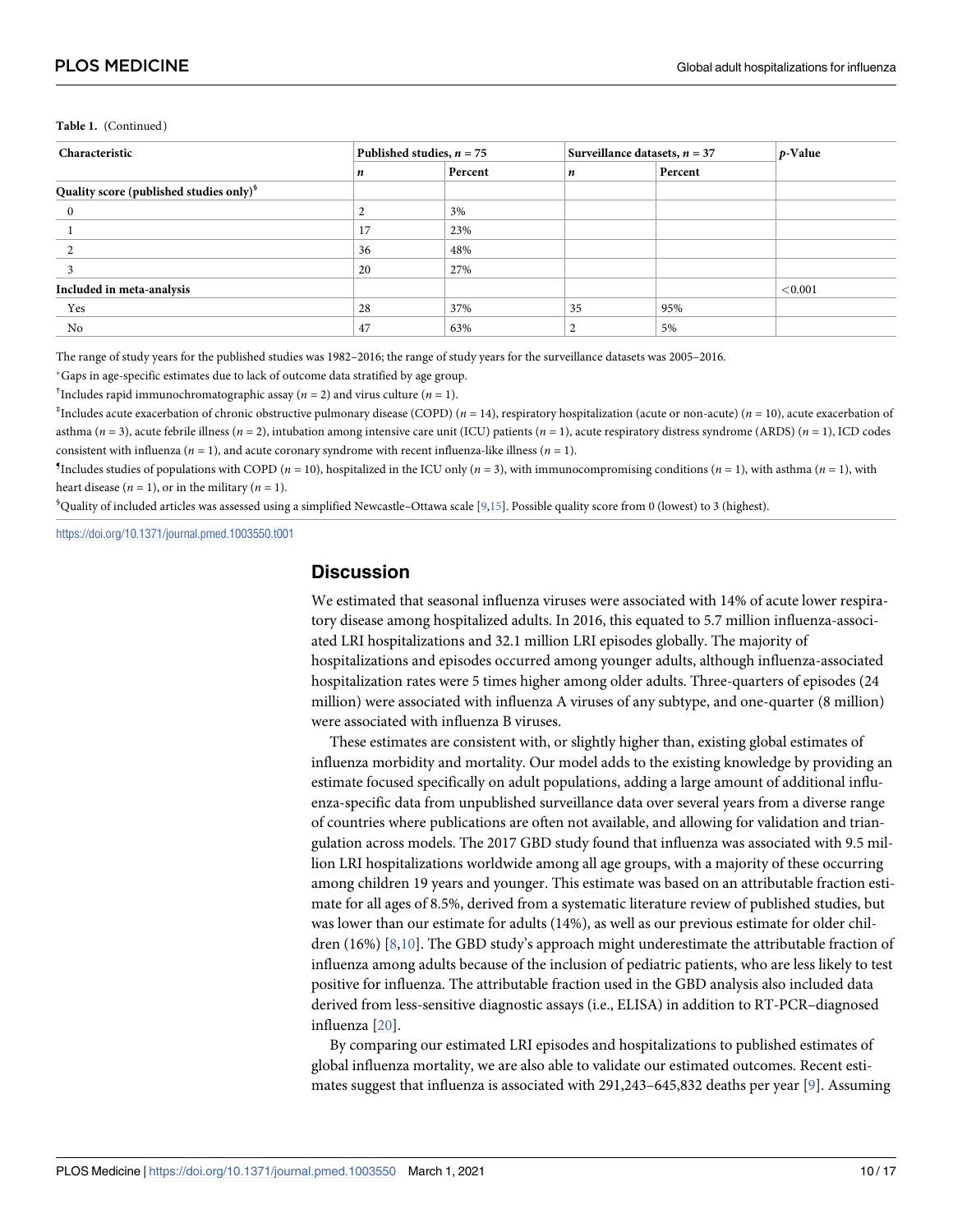**Table 1.** (Continued)

| Characteristic | Published studies, $n$ = 75 | | Surveillance datasets, $n$ = 37 | | $p$-Value |
|---|---|---|---|---|---|
| | $n$ | Percent | $n$ | Percent | |
| **Quality score (published studies only)[$]** | | | | | |
| 0 | 2 | 3% | | | |
| 1 | 17 | 23% | | | |
| 2 | 36 | 48% | | | |
| 3 | 20 | 27% | | | |
| **Included in meta-analysis** | | | | | <0.001 |
| Yes | 28 | 37% | 35 | 95% | |
| No | 47 | 63% | 2 | 5% | |

The range of study years for the published studies was 1982–2016; the range of study years for the surveillance datasets was 2005–2016.

[*]Gaps in age-specific estimates due to lack of outcome data stratified by age group.

[†]Includes rapid immunochromatographic assay ($n$ = 2) and virus culture ($n$ = 1).

[‡]Includes acute exacerbation of chronic obstructive pulmonary disease (COPD) ($n$ = 14), respiratory hospitalization (acute or non-acute) ($n$ = 10), acute exacerbation of asthma ($n$ = 3), acute febrile illness ($n$ = 2), intubation among intensive care unit (ICU) patients ($n$ = 1), acute respiratory distress syndrome (ARDS) ($n$ = 1), ICD codes consistent with influenza ($n$ = 1), and acute coronary syndrome with recent influenza-like illness ($n$ = 1).

[¶]Includes studies of populations with COPD ($n$ = 10), hospitalized in the ICU only ($n$ = 3), with immunocompromising conditions ($n$ = 1), with asthma ($n$ = 1), with heart disease ($n$ = 1), or in the military ($n$ = 1).

[$]Quality of included articles was assessed using a simplified Newcastle–Ottawa scale [9,15]. Possible quality score from 0 (lowest) to 3 (highest).

https://doi.org/10.1371/journal.pmed.1003550.t001

## Discussion

We estimated that seasonal influenza viruses were associated with 14% of acute lower respiratory disease among hospitalized adults. In 2016, this equated to 5.7 million influenza-associated LRI hospitalizations and 32.1 million LRI episodes globally. The majority of hospitalizations and episodes occurred among younger adults, although influenza-associated hospitalization rates were 5 times higher among older adults. Three-quarters of episodes (24 million) were associated with influenza A viruses of any subtype, and one-quarter (8 million) were associated with influenza B viruses.

These estimates are consistent with, or slightly higher than, existing global estimates of influenza morbidity and mortality. Our model adds to the existing knowledge by providing an estimate focused specifically on adult populations, adding a large amount of additional influenza-specific data from unpublished surveillance data over several years from a diverse range of countries where publications are often not available, and allowing for validation and triangulation across models. The 2017 GBD study found that influenza was associated with 9.5 million LRI hospitalizations worldwide among all age groups, with a majority of these occurring among children 19 years and younger. This estimate was based on an attributable fraction estimate for all ages of 8.5%, derived from a systematic literature review of published studies, but was lower than our estimate for adults (14%), as well as our previous estimate for older children (16%) [8,10]. The GBD study's approach might underestimate the attributable fraction of influenza among adults because of the inclusion of pediatric patients, who are less likely to test positive for influenza. The attributable fraction used in the GBD analysis also included data derived from less-sensitive diagnostic assays (i.e., ELISA) in addition to RT-PCR–diagnosed influenza [20].

By comparing our estimated LRI episodes and hospitalizations to published estimates of global influenza mortality, we are also able to validate our estimated outcomes. Recent estimates suggest that influenza is associated with 291,243–645,832 deaths per year [9]. Assuming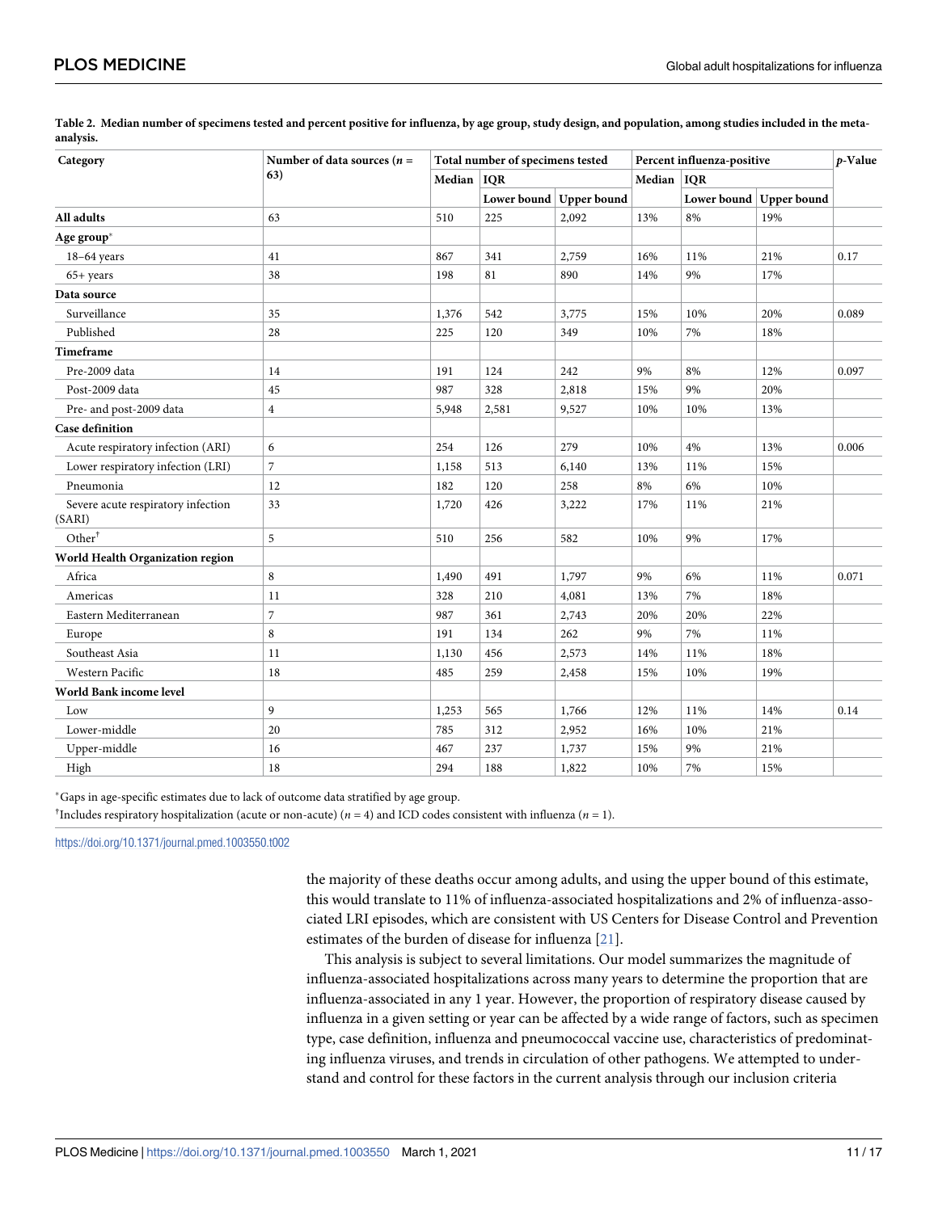**Table 2. Median number of specimens tested and percent positive for influenza, by age group, study design, and population, among studies included in the meta-analysis.**

| Category | Number of data sources ($n$ = 63) | Total number of specimens tested | | | Percent influenza-positive | | | $p$-Value |
|---|---|---|---|---|---|---|---|---|
| | | Median | IQR | | Median | IQR | | |
| | | | Lower bound | Upper bound | | Lower bound | Upper bound | |
| **All adults** | 63 | 510 | 225 | 2,092 | 13% | 8% | 19% | |
| **Age group*** | | | | | | | | |
| 18–64 years | 41 | 867 | 341 | 2,759 | 16% | 11% | 21% | 0.17 |
| 65+ years | 38 | 198 | 81 | 890 | 14% | 9% | 17% | |
| **Data source** | | | | | | | | |
| Surveillance | 35 | 1,376 | 542 | 3,775 | 15% | 10% | 20% | 0.089 |
| Published | 28 | 225 | 120 | 349 | 10% | 7% | 18% | |
| **Timeframe** | | | | | | | | |
| Pre-2009 data | 14 | 191 | 124 | 242 | 9% | 8% | 12% | 0.097 |
| Post-2009 data | 45 | 987 | 328 | 2,818 | 15% | 9% | 20% | |
| Pre- and post-2009 data | 4 | 5,948 | 2,581 | 9,527 | 10% | 10% | 13% | |
| **Case definition** | | | | | | | | |
| Acute respiratory infection (ARI) | 6 | 254 | 126 | 279 | 10% | 4% | 13% | 0.006 |
| Lower respiratory infection (LRI) | 7 | 1,158 | 513 | 6,140 | 13% | 11% | 15% | |
| Pneumonia | 12 | 182 | 120 | 258 | 8% | 6% | 10% | |
| Severe acute respiratory infection (SARI) | 33 | 1,720 | 426 | 3,222 | 17% | 11% | 21% | |
| Other† | 5 | 510 | 256 | 582 | 10% | 9% | 17% | |
| **World Health Organization region** | | | | | | | | |
| Africa | 8 | 1,490 | 491 | 1,797 | 9% | 6% | 11% | 0.071 |
| Americas | 11 | 328 | 210 | 4,081 | 13% | 7% | 18% | |
| Eastern Mediterranean | 7 | 987 | 361 | 2,743 | 20% | 20% | 22% | |
| Europe | 8 | 191 | 134 | 262 | 9% | 7% | 11% | |
| Southeast Asia | 11 | 1,130 | 456 | 2,573 | 14% | 11% | 18% | |
| Western Pacific | 18 | 485 | 259 | 2,458 | 15% | 10% | 19% | |
| **World Bank income level** | | | | | | | | |
| Low | 9 | 1,253 | 565 | 1,766 | 12% | 11% | 14% | 0.14 |
| Lower-middle | 20 | 785 | 312 | 2,952 | 16% | 10% | 21% | |
| Upper-middle | 16 | 467 | 237 | 1,737 | 15% | 9% | 21% | |
| High | 18 | 294 | 188 | 1,822 | 10% | 7% | 15% | |

*Gaps in age-specific estimates due to lack of outcome data stratified by age group.

†Includes respiratory hospitalization (acute or non-acute) ($n$ = 4) and ICD codes consistent with influenza ($n$ = 1).

https://doi.org/10.1371/journal.pmed.1003550.t002

the majority of these deaths occur among adults, and using the upper bound of this estimate, this would translate to 11% of influenza-associated hospitalizations and 2% of influenza-associated LRI episodes, which are consistent with US Centers for Disease Control and Prevention estimates of the burden of disease for influenza [21].

This analysis is subject to several limitations. Our model summarizes the magnitude of influenza-associated hospitalizations across many years to determine the proportion that are influenza-associated in any 1 year. However, the proportion of respiratory disease caused by influenza in a given setting or year can be affected by a wide range of factors, such as specimen type, case definition, influenza and pneumococcal vaccine use, characteristics of predominating influenza viruses, and trends in circulation of other pathogens. We attempted to understand and control for these factors in the current analysis through our inclusion criteria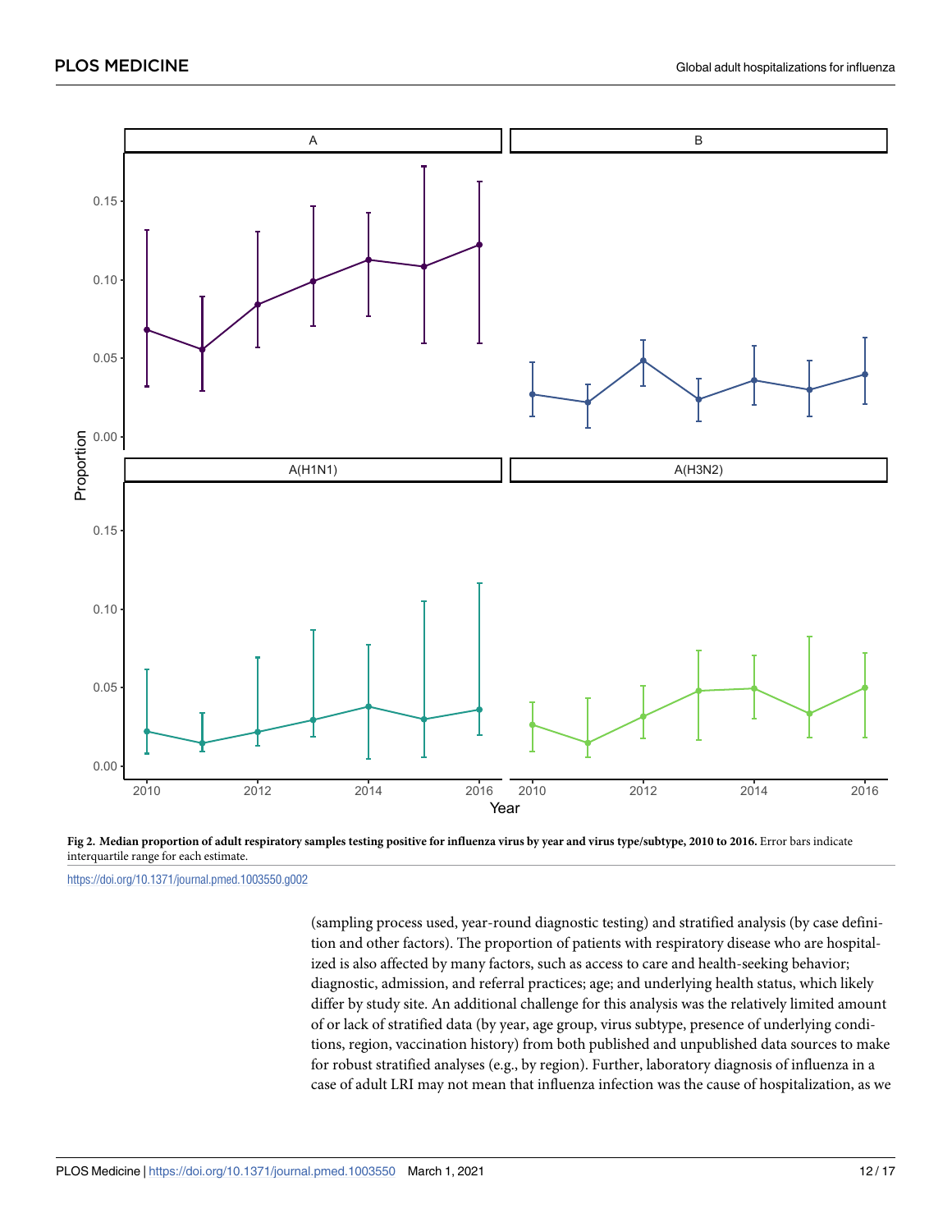**Fig 2. Median proportion of adult respiratory samples testing positive for influenza virus by year and virus type/subtype, 2010 to 2016.** Error bars indicate interquartile range for each estimate.

https://doi.org/10.1371/journal.pmed.1003550.g002

(sampling process used, year-round diagnostic testing) and stratified analysis (by case definition and other factors). The proportion of patients with respiratory disease who are hospitalized is also affected by many factors, such as access to care and health-seeking behavior; diagnostic, admission, and referral practices; age; and underlying health status, which likely differ by study site. An additional challenge for this analysis was the relatively limited amount of or lack of stratified data (by year, age group, virus subtype, presence of underlying conditions, region, vaccination history) from both published and unpublished data sources to make for robust stratified analyses (e.g., by region). Further, laboratory diagnosis of influenza in a case of adult LRI may not mean that influenza infection was the cause of hospitalization, as we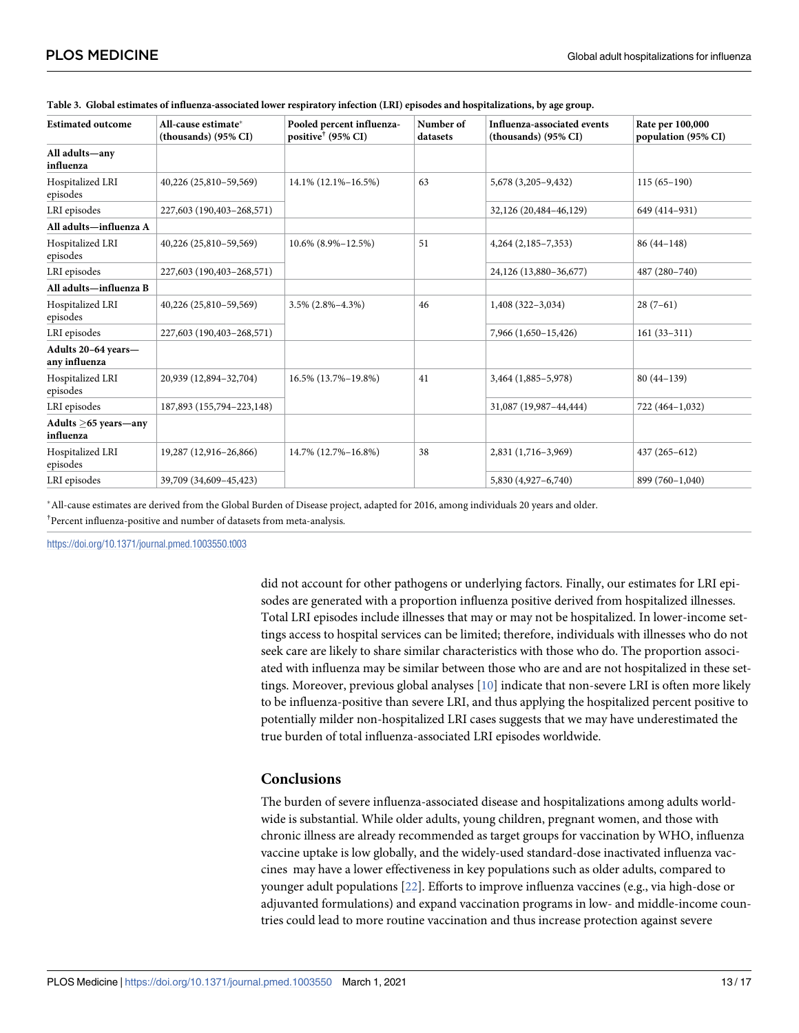**Table 3. Global estimates of influenza-associated lower respiratory infection (LRI) episodes and hospitalizations, by age group.**

| Estimated outcome | All-cause estimate* (thousands) (95% CI) | Pooled percent influenza-positive† (95% CI) | Number of datasets | Influenza-associated events (thousands) (95% CI) | Rate per 100,000 population (95% CI) |
|---|---|---|---|---|---|
| **All adults—any influenza** | | | | | |
| Hospitalized LRI episodes | 40,226 (25,810–59,569) | 14.1% (12.1%–16.5%) | 63 | 5,678 (3,205–9,432) | 115 (65–190) |
| LRI episodes | 227,603 (190,403–268,571) | | | 32,126 (20,484–46,129) | 649 (414–931) |
| **All adults—influenza A** | | | | | |
| Hospitalized LRI episodes | 40,226 (25,810–59,569) | 10.6% (8.9%–12.5%) | 51 | 4,264 (2,185–7,353) | 86 (44–148) |
| LRI episodes | 227,603 (190,403–268,571) | | | 24,126 (13,880–36,677) | 487 (280–740) |
| **All adults—influenza B** | | | | | |
| Hospitalized LRI episodes | 40,226 (25,810–59,569) | 3.5% (2.8%–4.3%) | 46 | 1,408 (322–3,034) | 28 (7–61) |
| LRI episodes | 227,603 (190,403–268,571) | | | 7,966 (1,650–15,426) | 161 (33–311) |
| **Adults 20–64 years—any influenza** | | | | | |
| Hospitalized LRI episodes | 20,939 (12,894–32,704) | 16.5% (13.7%–19.8%) | 41 | 3,464 (1,885–5,978) | 80 (44–139) |
| LRI episodes | 187,893 (155,794–223,148) | | | 31,087 (19,987–44,444) | 722 (464–1,032) |
| **Adults ≥65 years—any influenza** | | | | | |
| Hospitalized LRI episodes | 19,287 (12,916–26,866) | 14.7% (12.7%–16.8%) | 38 | 2,831 (1,716–3,969) | 437 (265–612) |
| LRI episodes | 39,709 (34,609–45,423) | | | 5,830 (4,927–6,740) | 899 (760–1,040) |

*All-cause estimates are derived from the Global Burden of Disease project, adapted for 2016, among individuals 20 years and older.

†Percent influenza-positive and number of datasets from meta-analysis.

https://doi.org/10.1371/journal.pmed.1003550.t003

did not account for other pathogens or underlying factors. Finally, our estimates for LRI episodes are generated with a proportion influenza positive derived from hospitalized illnesses. Total LRI episodes include illnesses that may or may not be hospitalized. In lower-income settings access to hospital services can be limited; therefore, individuals with illnesses who do not seek care are likely to share similar characteristics with those who do. The proportion associated with influenza may be similar between those who are and are not hospitalized in these settings. Moreover, previous global analyses [10] indicate that non-severe LRI is often more likely to be influenza-positive than severe LRI, and thus applying the hospitalized percent positive to potentially milder non-hospitalized LRI cases suggests that we may have underestimated the true burden of total influenza-associated LRI episodes worldwide.

## Conclusions

The burden of severe influenza-associated disease and hospitalizations among adults worldwide is substantial. While older adults, young children, pregnant women, and those with chronic illness are already recommended as target groups for vaccination by WHO, influenza vaccine uptake is low globally, and the widely-used standard-dose inactivated influenza vaccines may have a lower effectiveness in key populations such as older adults, compared to younger adult populations [22]. Efforts to improve influenza vaccines (e.g., via high-dose or adjuvanted formulations) and expand vaccination programs in low- and middle-income countries could lead to more routine vaccination and thus increase protection against severe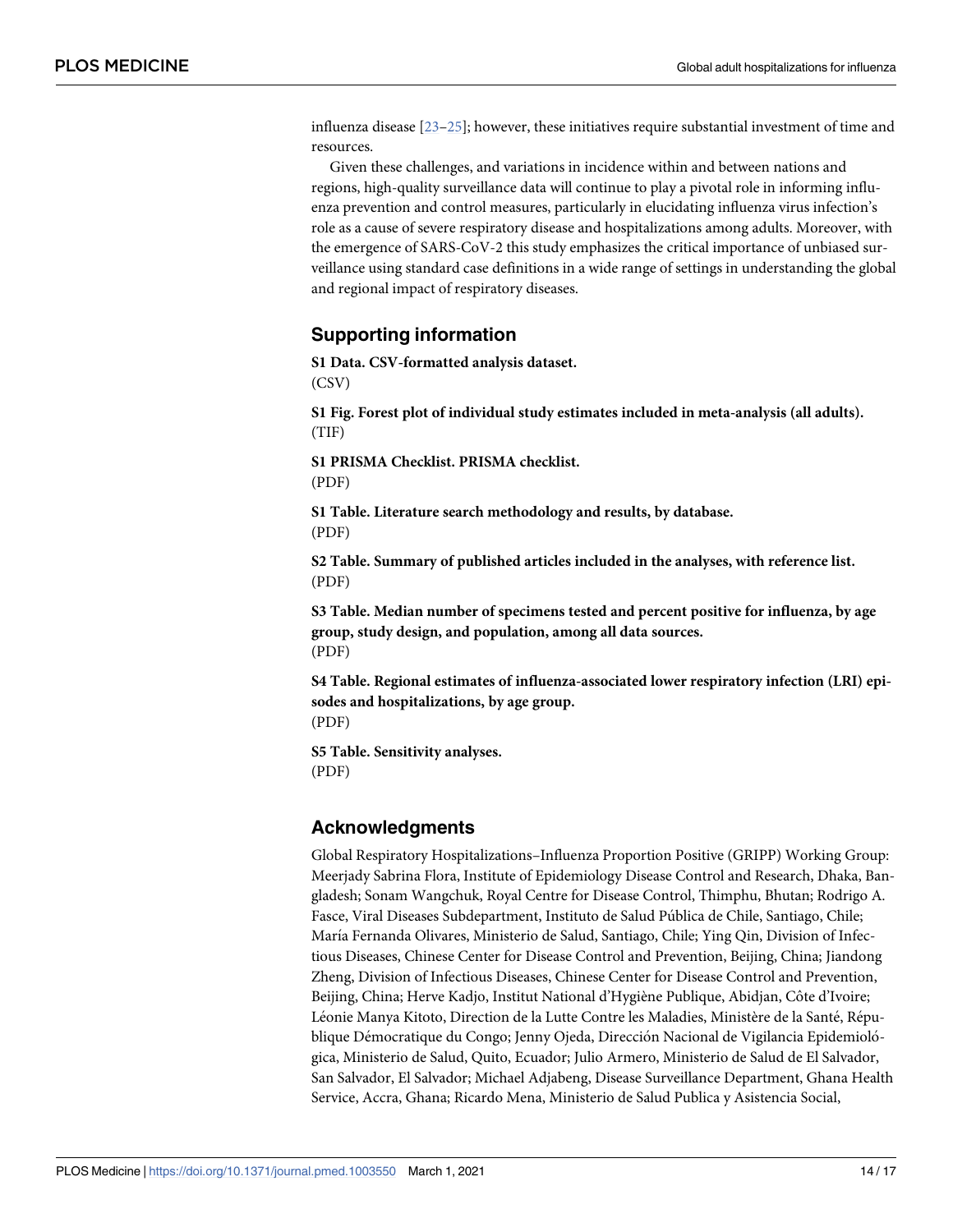influenza disease [23–25]; however, these initiatives require substantial investment of time and resources.

Given these challenges, and variations in incidence within and between nations and regions, high-quality surveillance data will continue to play a pivotal role in informing influenza prevention and control measures, particularly in elucidating influenza virus infection's role as a cause of severe respiratory disease and hospitalizations among adults. Moreover, with the emergence of SARS-CoV-2 this study emphasizes the critical importance of unbiased surveillance using standard case definitions in a wide range of settings in understanding the global and regional impact of respiratory diseases.

## Supporting information

**S1 Data. CSV-formatted analysis dataset.**
(CSV)

**S1 Fig. Forest plot of individual study estimates included in meta-analysis (all adults).**
(TIF)

**S1 PRISMA Checklist. PRISMA checklist.**
(PDF)

**S1 Table. Literature search methodology and results, by database.**
(PDF)

**S2 Table. Summary of published articles included in the analyses, with reference list.**
(PDF)

**S3 Table. Median number of specimens tested and percent positive for influenza, by age group, study design, and population, among all data sources.**
(PDF)

**S4 Table. Regional estimates of influenza-associated lower respiratory infection (LRI) episodes and hospitalizations, by age group.**
(PDF)

**S5 Table. Sensitivity analyses.**
(PDF)

## Acknowledgments

Global Respiratory Hospitalizations–Influenza Proportion Positive (GRIPP) Working Group: Meerjady Sabrina Flora, Institute of Epidemiology Disease Control and Research, Dhaka, Bangladesh; Sonam Wangchuk, Royal Centre for Disease Control, Thimphu, Bhutan; Rodrigo A. Fasce, Viral Diseases Subdepartment, Instituto de Salud Pública de Chile, Santiago, Chile; María Fernanda Olivares, Ministerio de Salud, Santiago, Chile; Ying Qin, Division of Infectious Diseases, Chinese Center for Disease Control and Prevention, Beijing, China; Jiandong Zheng, Division of Infectious Diseases, Chinese Center for Disease Control and Prevention, Beijing, China; Herve Kadjo, Institut National d'Hygiène Publique, Abidjan, Côte d'Ivoire; Léonie Manya Kitoto, Direction de la Lutte Contre les Maladies, Ministère de la Santé, République Démocratique du Congo; Jenny Ojeda, Dirección Nacional de Vigilancia Epidemiológica, Ministerio de Salud, Quito, Ecuador; Julio Armero, Ministerio de Salud de El Salvador, San Salvador, El Salvador; Michael Adjabeng, Disease Surveillance Department, Ghana Health Service, Accra, Ghana; Ricardo Mena, Ministerio de Salud Publica y Asistencia Social,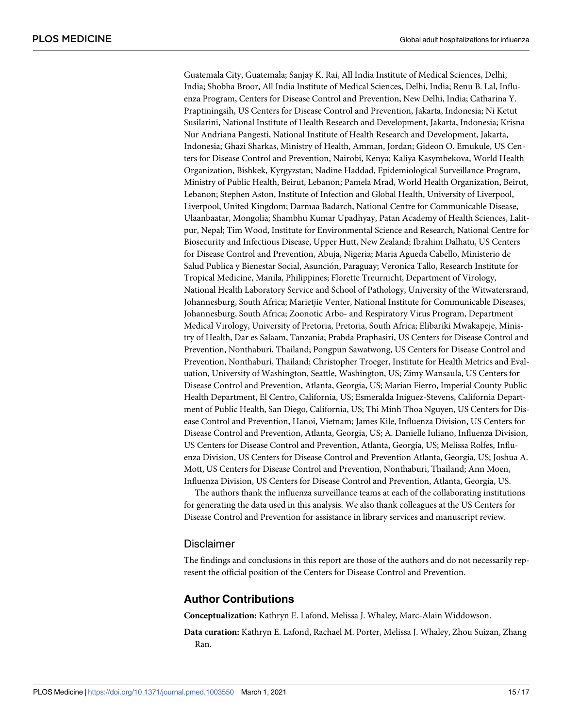Guatemala City, Guatemala; Sanjay K. Rai, All India Institute of Medical Sciences, Delhi, India; Shobha Broor, All India Institute of Medical Sciences, Delhi, India; Renu B. Lal, Influenza Program, Centers for Disease Control and Prevention, New Delhi, India; Catharina Y. Praptiningsih, US Centers for Disease Control and Prevention, Jakarta, Indonesia; Ni Ketut Susilarini, National Institute of Health Research and Development, Jakarta, Indonesia; Krisna Nur Andriana Pangesti, National Institute of Health Research and Development, Jakarta, Indonesia; Ghazi Sharkas, Ministry of Health, Amman, Jordan; Gideon O. Emukule, US Centers for Disease Control and Prevention, Nairobi, Kenya; Kaliya Kasymbekova, World Health Organization, Bishkek, Kyrgyzstan; Nadine Haddad, Epidemiological Surveillance Program, Ministry of Public Health, Beirut, Lebanon; Pamela Mrad, World Health Organization, Beirut, Lebanon; Stephen Aston, Institute of Infection and Global Health, University of Liverpool, Liverpool, United Kingdom; Darmaa Badarch, National Centre for Communicable Disease, Ulaanbaatar, Mongolia; Shambhu Kumar Upadhyay, Patan Academy of Health Sciences, Lalitpur, Nepal; Tim Wood, Institute for Environmental Science and Research, National Centre for Biosecurity and Infectious Disease, Upper Hutt, New Zealand; Ibrahim Dalhatu, US Centers for Disease Control and Prevention, Abuja, Nigeria; Maria Agueda Cabello, Ministerio de Salud Publica y Bienestar Social, Asunción, Paraguay; Veronica Tallo, Research Institute for Tropical Medicine, Manila, Philippines; Florette Treurnicht, Department of Virology, National Health Laboratory Service and School of Pathology, University of the Witwatersrand, Johannesburg, South Africa; Marietjie Venter, National Institute for Communicable Diseases, Johannesburg, South Africa; Zoonotic Arbo- and Respiratory Virus Program, Department Medical Virology, University of Pretoria, Pretoria, South Africa; Elibariki Mwakapeje, Ministry of Health, Dar es Salaam, Tanzania; Prabda Praphasiri, US Centers for Disease Control and Prevention, Nonthaburi, Thailand; Pongpun Sawatwong, US Centers for Disease Control and Prevention, Nonthaburi, Thailand; Christopher Troeger, Institute for Health Metrics and Evaluation, University of Washington, Seattle, Washington, US; Zimy Wansaula, US Centers for Disease Control and Prevention, Atlanta, Georgia, US; Marian Fierro, Imperial County Public Health Department, El Centro, California, US; Esmeralda Iniguez-Stevens, California Department of Public Health, San Diego, California, US; Thi Minh Thoa Nguyen, US Centers for Disease Control and Prevention, Hanoi, Vietnam; James Kile, Influenza Division, US Centers for Disease Control and Prevention, Atlanta, Georgia, US; A. Danielle Iuliano, Influenza Division, US Centers for Disease Control and Prevention, Atlanta, Georgia, US; Melissa Rolfes, Influenza Division, US Centers for Disease Control and Prevention Atlanta, Georgia, US; Joshua A. Mott, US Centers for Disease Control and Prevention, Nonthaburi, Thailand; Ann Moen, Influenza Division, US Centers for Disease Control and Prevention, Atlanta, Georgia, US.

The authors thank the influenza surveillance teams at each of the collaborating institutions for generating the data used in this analysis. We also thank colleagues at the US Centers for Disease Control and Prevention for assistance in library services and manuscript review.

## Disclaimer

The findings and conclusions in this report are those of the authors and do not necessarily represent the official position of the Centers for Disease Control and Prevention.

## Author Contributions

**Conceptualization:** Kathryn E. Lafond, Melissa J. Whaley, Marc-Alain Widdowson.

**Data curation:** Kathryn E. Lafond, Rachael M. Porter, Melissa J. Whaley, Zhou Suizan, Zhang Ran.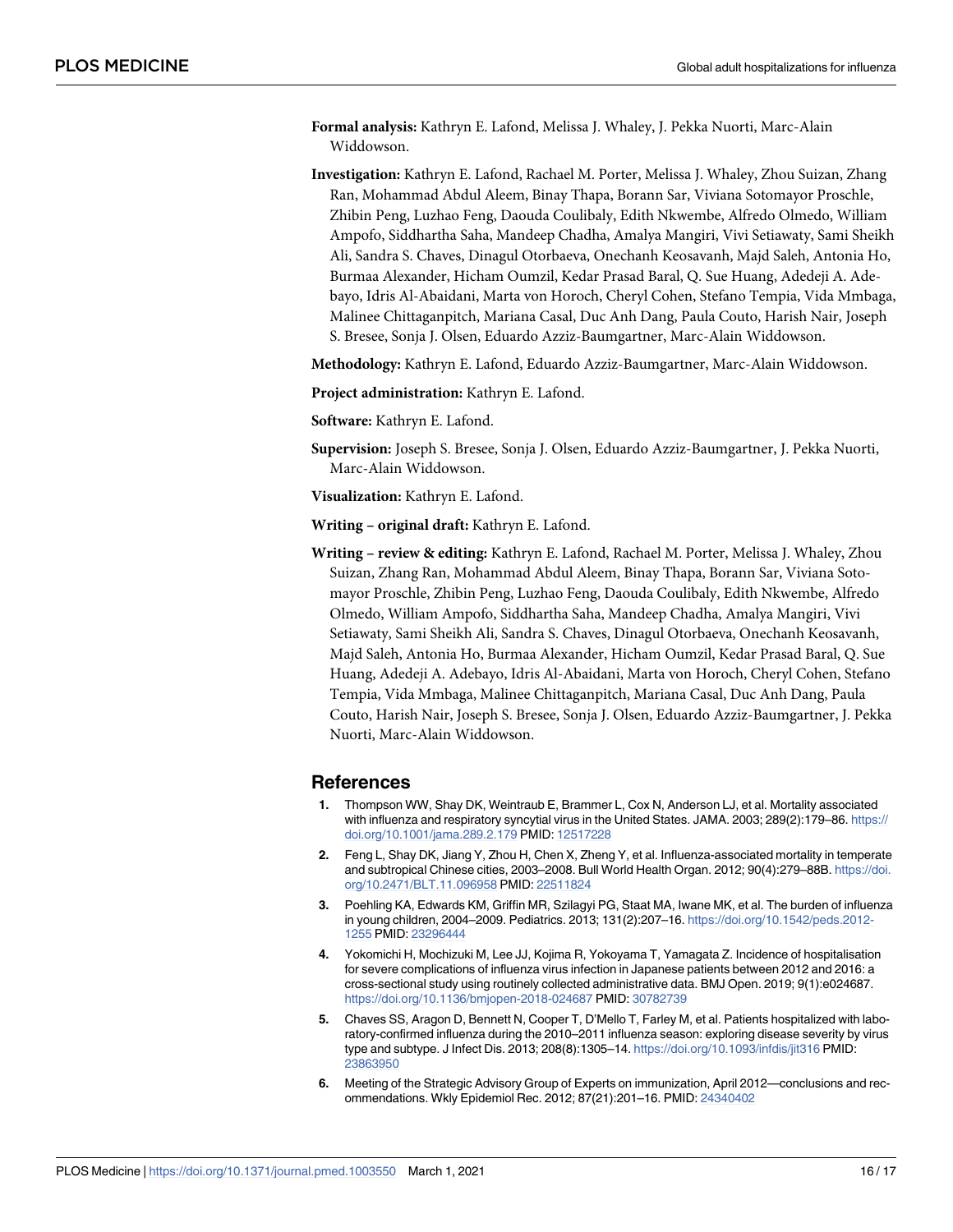**Formal analysis:** Kathryn E. Lafond, Melissa J. Whaley, J. Pekka Nuorti, Marc-Alain Widdowson.

**Investigation:** Kathryn E. Lafond, Rachael M. Porter, Melissa J. Whaley, Zhou Suizan, Zhang Ran, Mohammad Abdul Aleem, Binay Thapa, Borann Sar, Viviana Sotomayor Proschle, Zhibin Peng, Luzhao Feng, Daouda Coulibaly, Edith Nkwembe, Alfredo Olmedo, William Ampofo, Siddhartha Saha, Mandeep Chadha, Amalya Mangiri, Vivi Setiawaty, Sami Sheikh Ali, Sandra S. Chaves, Dinagul Otorbaeva, Onechanh Keosavanh, Majd Saleh, Antonia Ho, Burmaa Alexander, Hicham Oumzil, Kedar Prasad Baral, Q. Sue Huang, Adedeji A. Adebayo, Idris Al-Abaidani, Marta von Horoch, Cheryl Cohen, Stefano Tempia, Vida Mmbaga, Malinee Chittaganpitch, Mariana Casal, Duc Anh Dang, Paula Couto, Harish Nair, Joseph S. Bresee, Sonja J. Olsen, Eduardo Azziz-Baumgartner, Marc-Alain Widdowson.

**Methodology:** Kathryn E. Lafond, Eduardo Azziz-Baumgartner, Marc-Alain Widdowson.

**Project administration:** Kathryn E. Lafond.

**Software:** Kathryn E. Lafond.

**Supervision:** Joseph S. Bresee, Sonja J. Olsen, Eduardo Azziz-Baumgartner, J. Pekka Nuorti, Marc-Alain Widdowson.

**Visualization:** Kathryn E. Lafond.

**Writing – original draft:** Kathryn E. Lafond.

**Writing – review & editing:** Kathryn E. Lafond, Rachael M. Porter, Melissa J. Whaley, Zhou Suizan, Zhang Ran, Mohammad Abdul Aleem, Binay Thapa, Borann Sar, Viviana Sotomayor Proschle, Zhibin Peng, Luzhao Feng, Daouda Coulibaly, Edith Nkwembe, Alfredo Olmedo, William Ampofo, Siddhartha Saha, Mandeep Chadha, Amalya Mangiri, Vivi Setiawaty, Sami Sheikh Ali, Sandra S. Chaves, Dinagul Otorbaeva, Onechanh Keosavanh, Majd Saleh, Antonia Ho, Burmaa Alexander, Hicham Oumzil, Kedar Prasad Baral, Q. Sue Huang, Adedeji A. Adebayo, Idris Al-Abaidani, Marta von Horoch, Cheryl Cohen, Stefano Tempia, Vida Mmbaga, Malinee Chittaganpitch, Mariana Casal, Duc Anh Dang, Paula Couto, Harish Nair, Joseph S. Bresee, Sonja J. Olsen, Eduardo Azziz-Baumgartner, J. Pekka Nuorti, Marc-Alain Widdowson.

## References

1. Thompson WW, Shay DK, Weintraub E, Brammer L, Cox N, Anderson LJ, et al. Mortality associated with influenza and respiratory syncytial virus in the United States. JAMA. 2003; 289(2):179–86. https://doi.org/10.1001/jama.289.2.179 PMID: 12517228
2. Feng L, Shay DK, Jiang Y, Zhou H, Chen X, Zheng Y, et al. Influenza-associated mortality in temperate and subtropical Chinese cities, 2003–2008. Bull World Health Organ. 2012; 90(4):279–88B. https://doi.org/10.2471/BLT.11.096958 PMID: 22511824
3. Poehling KA, Edwards KM, Griffin MR, Szilagyi PG, Staat MA, Iwane MK, et al. The burden of influenza in young children, 2004–2009. Pediatrics. 2013; 131(2):207–16. https://doi.org/10.1542/peds.2012-1255 PMID: 23296444
4. Yokomichi H, Mochizuki M, Lee JJ, Kojima R, Yokoyama T, Yamagata Z. Incidence of hospitalisation for severe complications of influenza virus infection in Japanese patients between 2012 and 2016: a cross-sectional study using routinely collected administrative data. BMJ Open. 2019; 9(1):e024687. https://doi.org/10.1136/bmjopen-2018-024687 PMID: 30782739
5. Chaves SS, Aragon D, Bennett N, Cooper T, D'Mello T, Farley M, et al. Patients hospitalized with laboratory-confirmed influenza during the 2010–2011 influenza season: exploring disease severity by virus type and subtype. J Infect Dis. 2013; 208(8):1305–14. https://doi.org/10.1093/infdis/jit316 PMID: 23863950
6. Meeting of the Strategic Advisory Group of Experts on immunization, April 2012—conclusions and recommendations. Wkly Epidemiol Rec. 2012; 87(21):201–16. PMID: 24340402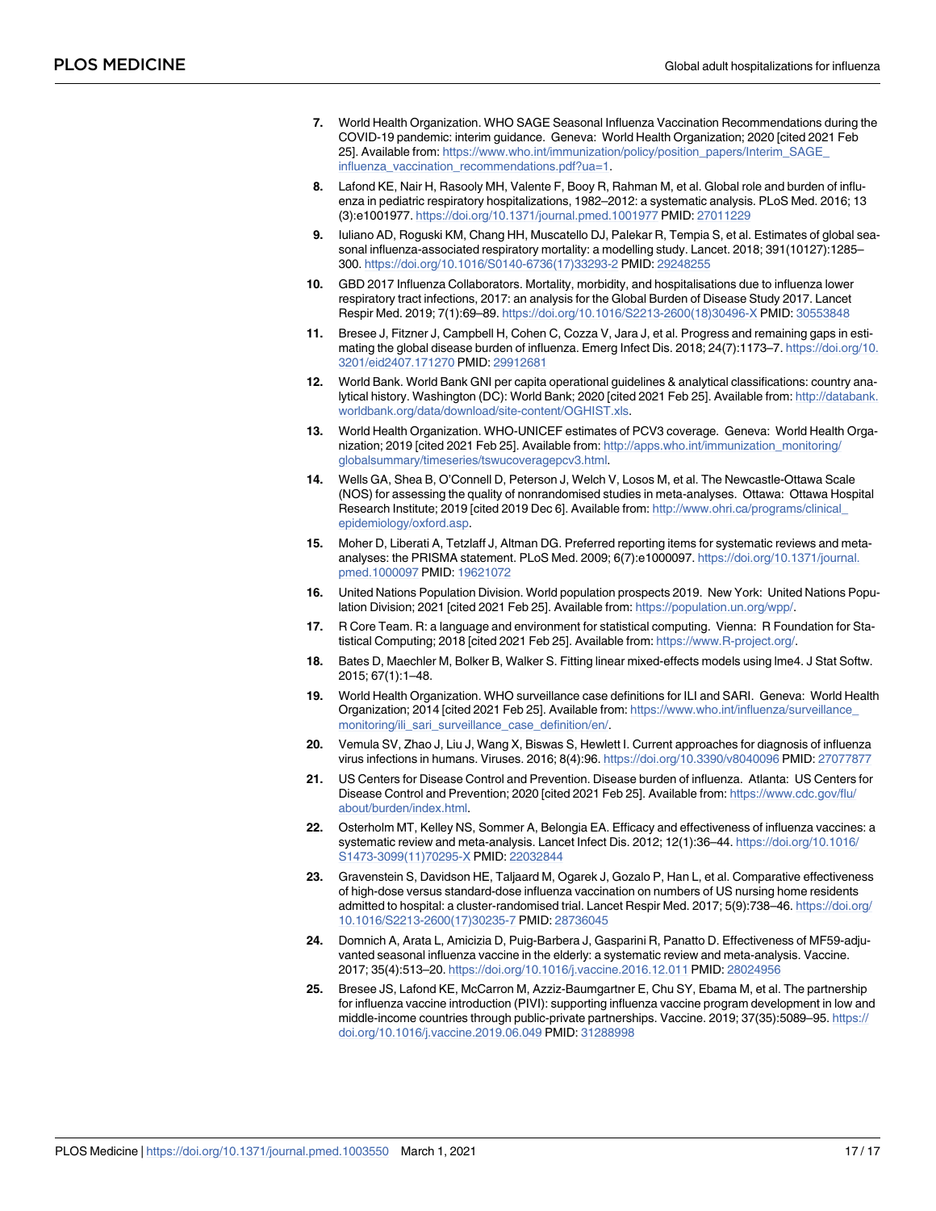7. World Health Organization. WHO SAGE Seasonal Influenza Vaccination Recommendations during the COVID-19 pandemic: interim guidance. Geneva: World Health Organization; 2020 [cited 2021 Feb 25]. Available from: https://www.who.int/immunization/policy/position_papers/Interim_SAGE_influenza_vaccination_recommendations.pdf?ua=1.

8. Lafond KE, Nair H, Rasooly MH, Valente F, Booy R, Rahman M, et al. Global role and burden of influenza in pediatric respiratory hospitalizations, 1982–2012: a systematic analysis. PLoS Med. 2016; 13 (3):e1001977. https://doi.org/10.1371/journal.pmed.1001977 PMID: 27011229

9. Iuliano AD, Roguski KM, Chang HH, Muscatello DJ, Palekar R, Tempia S, et al. Estimates of global seasonal influenza-associated respiratory mortality: a modelling study. Lancet. 2018; 391(10127):1285–300. https://doi.org/10.1016/S0140-6736(17)33293-2 PMID: 29248255

10. GBD 2017 Influenza Collaborators. Mortality, morbidity, and hospitalisations due to influenza lower respiratory tract infections, 2017: an analysis for the Global Burden of Disease Study 2017. Lancet Respir Med. 2019; 7(1):69–89. https://doi.org/10.1016/S2213-2600(18)30496-X PMID: 30553848

11. Bresee J, Fitzner J, Campbell H, Cohen C, Cozza V, Jara J, et al. Progress and remaining gaps in estimating the global disease burden of influenza. Emerg Infect Dis. 2018; 24(7):1173–7. https://doi.org/10.3201/eid2407.171270 PMID: 29912681

12. World Bank. World Bank GNI per capita operational guidelines & analytical classifications: country analytical history. Washington (DC): World Bank; 2020 [cited 2021 Feb 25]. Available from: http://databank.worldbank.org/data/download/site-content/OGHIST.xls.

13. World Health Organization. WHO-UNICEF estimates of PCV3 coverage. Geneva: World Health Organization; 2019 [cited 2021 Feb 25]. Available from: http://apps.who.int/immunization_monitoring/globalsummary/timeseries/tswucoveragepcv3.html.

14. Wells GA, Shea B, O'Connell D, Peterson J, Welch V, Losos M, et al. The Newcastle-Ottawa Scale (NOS) for assessing the quality of nonrandomised studies in meta-analyses. Ottawa: Ottawa Hospital Research Institute; 2019 [cited 2019 Dec 6]. Available from: http://www.ohri.ca/programs/clinical_epidemiology/oxford.asp.

15. Moher D, Liberati A, Tetzlaff J, Altman DG. Preferred reporting items for systematic reviews and meta-analyses: the PRISMA statement. PLoS Med. 2009; 6(7):e1000097. https://doi.org/10.1371/journal.pmed.1000097 PMID: 19621072

16. United Nations Population Division. World population prospects 2019. New York: United Nations Population Division; 2021 [cited 2021 Feb 25]. Available from: https://population.un.org/wpp/.

17. R Core Team. R: a language and environment for statistical computing. Vienna: R Foundation for Statistical Computing; 2018 [cited 2021 Feb 25]. Available from: https://www.R-project.org/.

18. Bates D, Maechler M, Bolker B, Walker S. Fitting linear mixed-effects models using lme4. J Stat Softw. 2015; 67(1):1–48.

19. World Health Organization. WHO surveillance case definitions for ILI and SARI. Geneva: World Health Organization; 2014 [cited 2021 Feb 25]. Available from: https://www.who.int/influenza/surveillance_monitoring/ili_sari_surveillance_case_definition/en/.

20. Vemula SV, Zhao J, Liu J, Wang X, Biswas S, Hewlett I. Current approaches for diagnosis of influenza virus infections in humans. Viruses. 2016; 8(4):96. https://doi.org/10.3390/v8040096 PMID: 27077877

21. US Centers for Disease Control and Prevention. Disease burden of influenza. Atlanta: US Centers for Disease Control and Prevention; 2020 [cited 2021 Feb 25]. Available from: https://www.cdc.gov/flu/about/burden/index.html.

22. Osterholm MT, Kelley NS, Sommer A, Belongia EA. Efficacy and effectiveness of influenza vaccines: a systematic review and meta-analysis. Lancet Infect Dis. 2012; 12(1):36–44. https://doi.org/10.1016/S1473-3099(11)70295-X PMID: 22032844

23. Gravenstein S, Davidson HE, Taljaard M, Ogarek J, Gozalo P, Han L, et al. Comparative effectiveness of high-dose versus standard-dose influenza vaccination on numbers of US nursing home residents admitted to hospital: a cluster-randomised trial. Lancet Respir Med. 2017; 5(9):738–46. https://doi.org/10.1016/S2213-2600(17)30235-7 PMID: 28736045

24. Domnich A, Arata L, Amicizia D, Puig-Barbera J, Gasparini R, Panatto D. Effectiveness of MF59-adjuvanted seasonal influenza vaccine in the elderly: a systematic review and meta-analysis. Vaccine. 2017; 35(4):513–20. https://doi.org/10.1016/j.vaccine.2016.12.011 PMID: 28024956

25. Bresee JS, Lafond KE, McCarron M, Azziz-Baumgartner E, Chu SY, Ebama M, et al. The partnership for influenza vaccine introduction (PIVI): supporting influenza vaccine program development in low and middle-income countries through public-private partnerships. Vaccine. 2019; 37(35):5089–95. https://doi.org/10.1016/j.vaccine.2019.06.049 PMID: 31288998